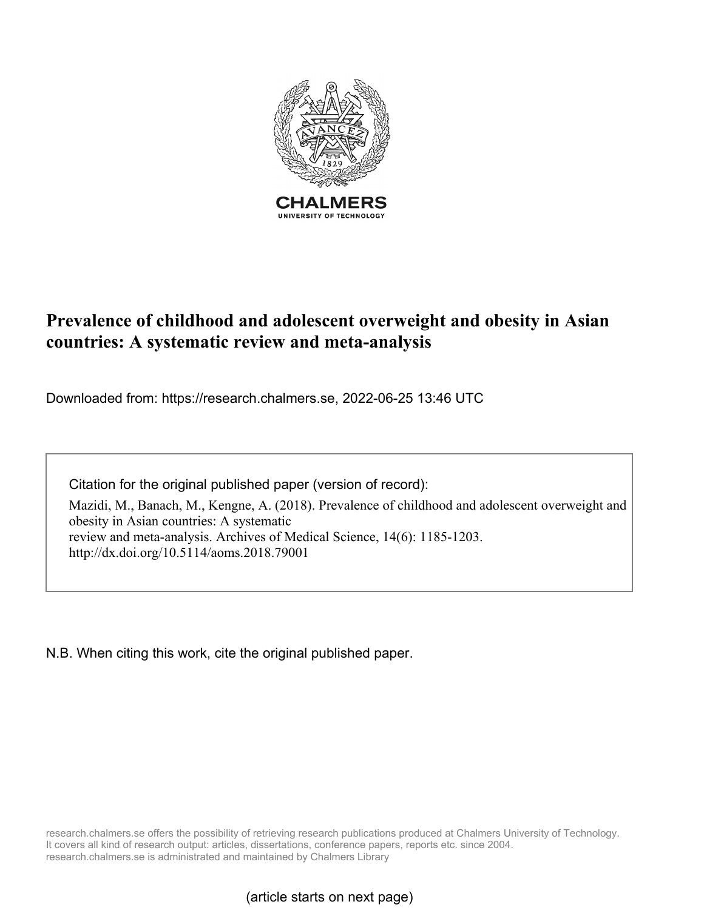CHALMERS

UNIVERSITY OF TECHNOLOGY

# Prevalence of childhood and adolescent overweight and obesity in Asian countries: A systematic review and meta-analysis

Downloaded from: https://research.chalmers.se, 2022-06-25 13:46 UTC

Citation for the original published paper (version of record):

Mazidi, M., Banach, M., Kengne, A. (2018). Prevalence of childhood and adolescent overweight and obesity in Asian countries: A systematic review and meta-analysis. Archives of Medical Science, 14(6): 1185-1203.
http://dx.doi.org/10.5114/aoms.2018.79001

N.B. When citing this work, cite the original published paper.

research.chalmers.se offers the possibility of retrieving research publications produced at Chalmers University of Technology. It covers all kind of research output: articles, dissertations, conference papers, reports etc. since 2004. research.chalmers.se is administrated and maintained by Chalmers Library

(article starts on next page)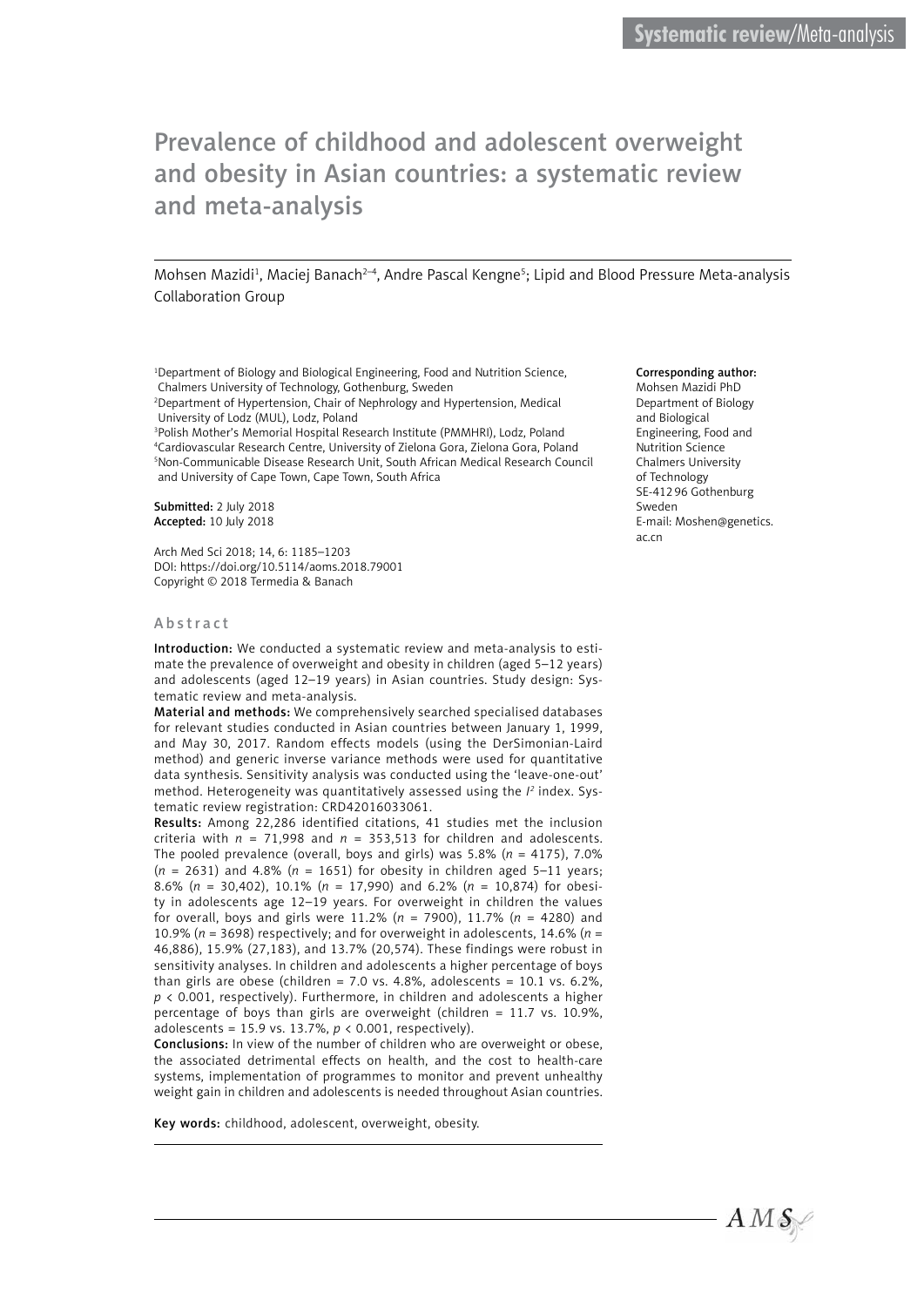# Prevalence of childhood and adolescent overweight and obesity in Asian countries: a systematic review and meta-analysis

Mohsen Mazidi[1], Maciej Banach[2–4], Andre Pascal Kengne[5]; Lipid and Blood Pressure Meta-analysis Collaboration Group

[1]Department of Biology and Biological Engineering, Food and Nutrition Science, Chalmers University of Technology, Gothenburg, Sweden
[2]Department of Hypertension, Chair of Nephrology and Hypertension, Medical University of Lodz (MUL), Lodz, Poland
[3]Polish Mother's Memorial Hospital Research Institute (PMMHRI), Lodz, Poland
[4]Cardiovascular Research Centre, University of Zielona Gora, Zielona Gora, Poland
[5]Non-Communicable Disease Research Unit, South African Medical Research Council and University of Cape Town, Cape Town, South Africa

**Submitted:** 2 July 2018
**Accepted:** 10 July 2018

Arch Med Sci 2018; 14, 6: 1185–1203
DOI: https://doi.org/10.5114/aoms.2018.79001
Copyright © 2018 Termedia & Banach

**Corresponding author:**
Mohsen Mazidi PhD
Department of Biology and Biological Engineering, Food and Nutrition Science
Chalmers University of Technology
SE-412 96 Gothenburg
Sweden
E-mail: Moshen@genetics.ac.cn

## Abstract

**Introduction:** We conducted a systematic review and meta-analysis to estimate the prevalence of overweight and obesity in children (aged 5–12 years) and adolescents (aged 12–19 years) in Asian countries. Study design: Systematic review and meta-analysis.

**Material and methods:** We comprehensively searched specialised databases for relevant studies conducted in Asian countries between January 1, 1999, and May 30, 2017. Random effects models (using the DerSimonian-Laird method) and generic inverse variance methods were used for quantitative data synthesis. Sensitivity analysis was conducted using the 'leave-one-out' method. Heterogeneity was quantitatively assessed using the $I^2$ index. Systematic review registration: CRD42016033061.

**Results:** Among 22,286 identified citations, 41 studies met the inclusion criteria with *n* = 71,998 and *n* = 353,513 for children and adolescents. The pooled prevalence (overall, boys and girls) was 5.8% (*n* = 4175), 7.0% (*n* = 2631) and 4.8% (*n* = 1651) for obesity in children aged 5–11 years; 8.6% (*n* = 30,402), 10.1% (*n* = 17,990) and 6.2% (*n* = 10,874) for obesity in adolescents age 12–19 years. For overweight in children the values for overall, boys and girls were 11.2% (*n* = 7900), 11.7% (*n* = 4280) and 10.9% (*n* = 3698) respectively; and for overweight in adolescents, 14.6% (*n* = 46,886), 15.9% (27,183), and 13.7% (20,574). These findings were robust in sensitivity analyses. In children and adolescents a higher percentage of boys than girls are obese (children = 7.0 vs. 4.8%, adolescents = 10.1 vs. 6.2%, $p < 0.001$, respectively). Furthermore, in children and adolescents a higher percentage of boys than girls are overweight (children = 11.7 vs. 10.9%, adolescents = 15.9 vs. 13.7%, $p < 0.001$, respectively).

**Conclusions:** In view of the number of children who are overweight or obese, the associated detrimental effects on health, and the cost to health-care systems, implementation of programmes to monitor and prevent unhealthy weight gain in children and adolescents is needed throughout Asian countries.

**Key words:** childhood, adolescent, overweight, obesity.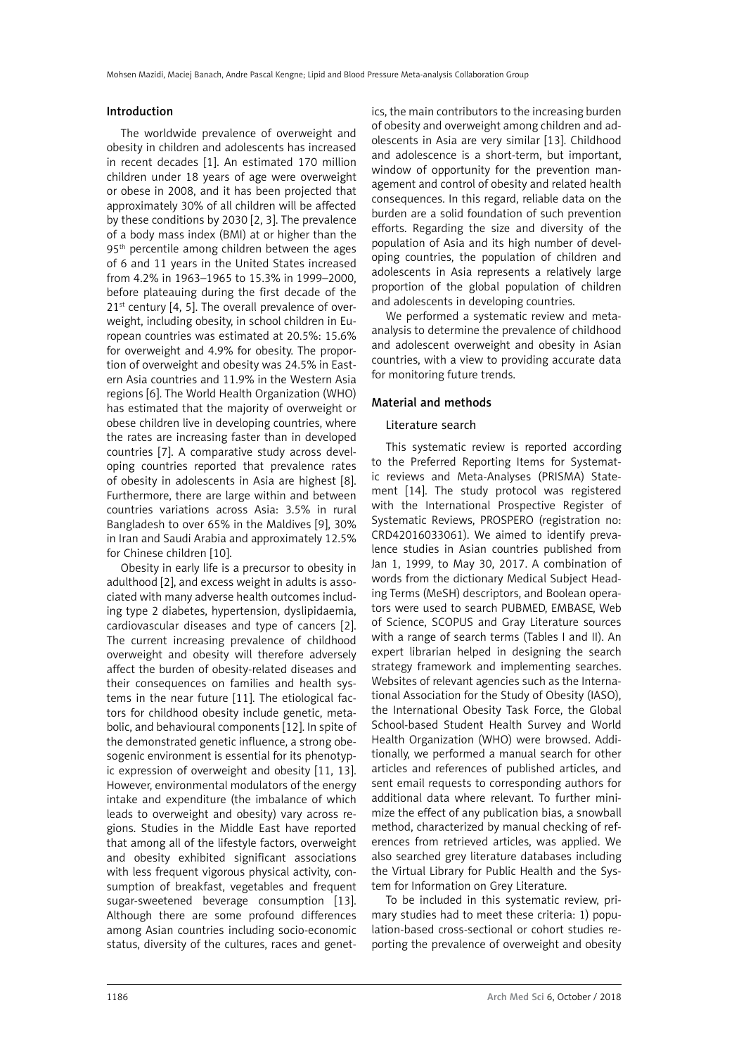## Introduction

The worldwide prevalence of overweight and obesity in children and adolescents has increased in recent decades [1]. An estimated 170 million children under 18 years of age were overweight or obese in 2008, and it has been projected that approximately 30% of all children will be affected by these conditions by 2030 [2, 3]. The prevalence of a body mass index (BMI) at or higher than the 95th percentile among children between the ages of 6 and 11 years in the United States increased from 4.2% in 1963–1965 to 15.3% in 1999–2000, before plateauing during the first decade of the 21st century [4, 5]. The overall prevalence of overweight, including obesity, in school children in European countries was estimated at 20.5%: 15.6% for overweight and 4.9% for obesity. The proportion of overweight and obesity was 24.5% in Eastern Asia countries and 11.9% in the Western Asia regions [6]. The World Health Organization (WHO) has estimated that the majority of overweight or obese children live in developing countries, where the rates are increasing faster than in developed countries [7]. A comparative study across developing countries reported that prevalence rates of obesity in adolescents in Asia are highest [8]. Furthermore, there are large within and between countries variations across Asia: 3.5% in rural Bangladesh to over 65% in the Maldives [9], 30% in Iran and Saudi Arabia and approximately 12.5% for Chinese children [10].

Obesity in early life is a precursor to obesity in adulthood [2], and excess weight in adults is associated with many adverse health outcomes including type 2 diabetes, hypertension, dyslipidaemia, cardiovascular diseases and type of cancers [2]. The current increasing prevalence of childhood overweight and obesity will therefore adversely affect the burden of obesity-related diseases and their consequences on families and health systems in the near future [11]. The etiological factors for childhood obesity include genetic, metabolic, and behavioural components [12]. In spite of the demonstrated genetic influence, a strong obesogenic environment is essential for its phenotypic expression of overweight and obesity [11, 13]. However, environmental modulators of the energy intake and expenditure (the imbalance of which leads to overweight and obesity) vary across regions. Studies in the Middle East have reported that among all of the lifestyle factors, overweight and obesity exhibited significant associations with less frequent vigorous physical activity, consumption of breakfast, vegetables and frequent sugar-sweetened beverage consumption [13]. Although there are some profound differences among Asian countries including socio-economic status, diversity of the cultures, races and genetics, the main contributors to the increasing burden of obesity and overweight among children and adolescents in Asia are very similar [13]. Childhood and adolescence is a short-term, but important, window of opportunity for the prevention management and control of obesity and related health consequences. In this regard, reliable data on the burden are a solid foundation of such prevention efforts. Regarding the size and diversity of the population of Asia and its high number of developing countries, the population of children and adolescents in Asia represents a relatively large proportion of the global population of children and adolescents in developing countries.

We performed a systematic review and meta-analysis to determine the prevalence of childhood and adolescent overweight and obesity in Asian countries, with a view to providing accurate data for monitoring future trends.

## Material and methods

### Literature search

This systematic review is reported according to the Preferred Reporting Items for Systematic reviews and Meta-Analyses (PRISMA) Statement [14]. The study protocol was registered with the International Prospective Register of Systematic Reviews, PROSPERO (registration no: CRD42016033061). We aimed to identify prevalence studies in Asian countries published from Jan 1, 1999, to May 30, 2017. A combination of words from the dictionary Medical Subject Heading Terms (MeSH) descriptors, and Boolean operators were used to search PUBMED, EMBASE, Web of Science, SCOPUS and Gray Literature sources with a range of search terms (Tables I and II). An expert librarian helped in designing the search strategy framework and implementing searches. Websites of relevant agencies such as the International Association for the Study of Obesity (IASO), the International Obesity Task Force, the Global School-based Student Health Survey and World Health Organization (WHO) were browsed. Additionally, we performed a manual search for other articles and references of published articles, and sent email requests to corresponding authors for additional data where relevant. To further minimize the effect of any publication bias, a snowball method, characterized by manual checking of references from retrieved articles, was applied. We also searched grey literature databases including the Virtual Library for Public Health and the System for Information on Grey Literature.

To be included in this systematic review, primary studies had to meet these criteria: 1) population-based cross-sectional or cohort studies reporting the prevalence of overweight and obesity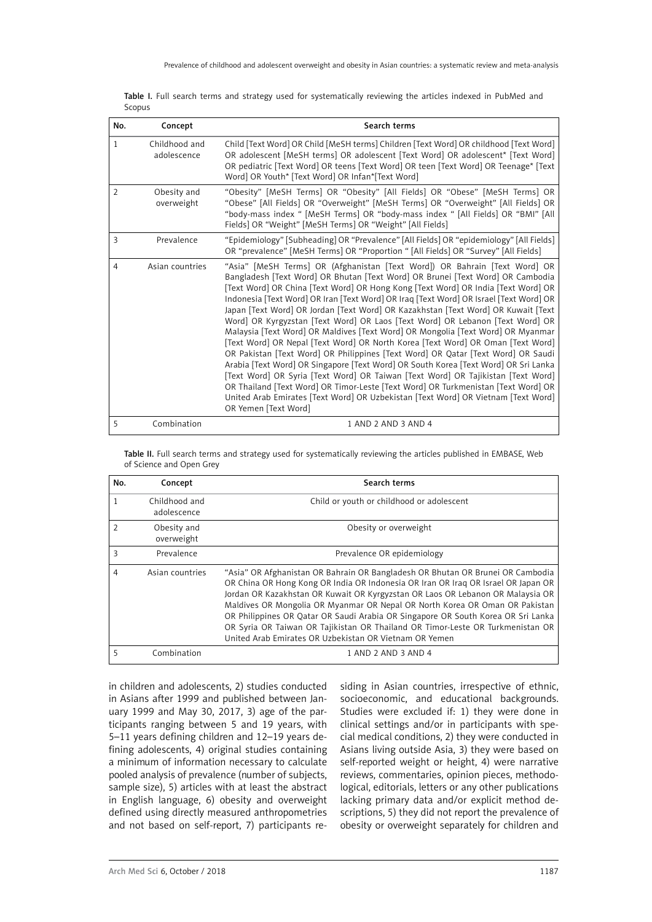Table I. Full search terms and strategy used for systematically reviewing the articles indexed in PubMed and Scopus

| No. | Concept | Search terms |
|---|---|---|
| 1 | Childhood and adolescence | Child [Text Word] OR Child [MeSH terms] Children [Text Word] OR childhood [Text Word] OR adolescent [MeSH terms] OR adolescent [Text Word] OR adolescent* [Text Word] OR pediatric [Text Word] OR teens [Text Word] OR teen [Text Word] OR Teenage* [Text Word] OR Youth* [Text Word] OR Infan*[Text Word] |
| 2 | Obesity and overweight | "Obesity" [MeSH Terms] OR "Obesity" [All Fields] OR "Obese" [MeSH Terms] OR "Obese" [All Fields] OR "Overweight" [MeSH Terms] OR "Overweight" [All Fields] OR "body-mass index " [MeSH Terms] OR "body-mass index " [All Fields] OR "BMI" [All Fields] OR "Weight" [MeSH Terms] OR "Weight" [All Fields] |
| 3 | Prevalence | "Epidemiology" [Subheading] OR "Prevalence" [All Fields] OR "epidemiology" [All Fields] OR "prevalence" [MeSH Terms] OR "Proportion " [All Fields] OR "Survey" [All Fields] |
| 4 | Asian countries | "Asia" [MeSH Terms] OR (Afghanistan [Text Word]) OR Bahrain [Text Word] OR Bangladesh [Text Word] OR Bhutan [Text Word] OR Brunei [Text Word] OR Cambodia [Text Word] OR China [Text Word] OR Hong Kong [Text Word] OR India [Text Word] OR Indonesia [Text Word] OR Iran [Text Word] OR Iraq [Text Word] OR Israel [Text Word] OR Japan [Text Word] OR Jordan [Text Word] OR Kazakhstan [Text Word] OR Kuwait [Text Word] OR Kyrgyzstan [Text Word] OR Laos [Text Word] OR Lebanon [Text Word] OR Malaysia [Text Word] OR Maldives [Text Word] OR Mongolia [Text Word] OR Myanmar [Text Word] OR Nepal [Text Word] OR North Korea [Text Word] OR Oman [Text Word] OR Pakistan [Text Word] OR Philippines [Text Word] OR Qatar [Text Word] OR Saudi Arabia [Text Word] OR Singapore [Text Word] OR South Korea [Text Word] OR Sri Lanka [Text Word] OR Syria [Text Word] OR Taiwan [Text Word] OR Tajikistan [Text Word] OR Thailand [Text Word] OR Timor-Leste [Text Word] OR Turkmenistan [Text Word] OR United Arab Emirates [Text Word] OR Uzbekistan [Text Word] OR Vietnam [Text Word] OR Yemen [Text Word] |
| 5 | Combination | 1 AND 2 AND 3 AND 4 |

Table II. Full search terms and strategy used for systematically reviewing the articles published in EMBASE, Web of Science and Open Grey

| No. | Concept | Search terms |
|---|---|---|
| 1 | Childhood and adolescence | Child or youth or childhood or adolescent |
| 2 | Obesity and overweight | Obesity or overweight |
| 3 | Prevalence | Prevalence OR epidemiology |
| 4 | Asian countries | "Asia" OR Afghanistan OR Bahrain OR Bangladesh OR Bhutan OR Brunei OR Cambodia OR China OR Hong Kong OR India OR Indonesia OR Iran OR Iraq OR Israel OR Japan OR Jordan OR Kazakhstan OR Kuwait OR Kyrgyzstan OR Laos OR Lebanon OR Malaysia OR Maldives OR Mongolia OR Myanmar OR Nepal OR North Korea OR Oman OR Pakistan OR Philippines OR Qatar OR Saudi Arabia OR Singapore OR South Korea OR Sri Lanka OR Syria OR Taiwan OR Tajikistan OR Thailand OR Timor-Leste OR Turkmenistan OR United Arab Emirates OR Uzbekistan OR Vietnam OR Yemen |
| 5 | Combination | 1 AND 2 AND 3 AND 4 |

in children and adolescents, 2) studies conducted in Asians after 1999 and published between January 1999 and May 30, 2017, 3) age of the participants ranging between 5 and 19 years, with 5–11 years defining children and 12–19 years defining adolescents, 4) original studies containing a minimum of information necessary to calculate pooled analysis of prevalence (number of subjects, sample size), 5) articles with at least the abstract in English language, 6) obesity and overweight defined using directly measured anthropometries and not based on self-report, 7) participants residing in Asian countries, irrespective of ethnic, socioeconomic, and educational backgrounds. Studies were excluded if: 1) they were done in clinical settings and/or in participants with special medical conditions, 2) they were conducted in Asians living outside Asia, 3) they were based on self-reported weight or height, 4) were narrative reviews, commentaries, opinion pieces, methodological, editorials, letters or any other publications lacking primary data and/or explicit method descriptions, 5) they did not report the prevalence of obesity or overweight separately for children and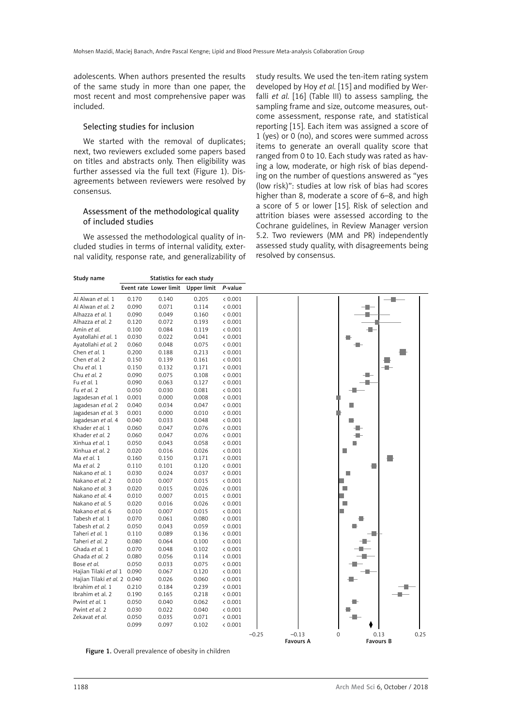adolescents. When authors presented the results of the same study in more than one paper, the most recent and most comprehensive paper was included.

### Selecting studies for inclusion

We started with the removal of duplicates; next, two reviewers excluded some papers based on titles and abstracts only. Then eligibility was further assessed via the full text (Figure 1). Disagreements between reviewers were resolved by consensus.

### Assessment of the methodological quality of included studies

We assessed the methodological quality of included studies in terms of internal validity, external validity, response rate, and generalizability of study results. We used the ten-item rating system developed by Hoy *et al.* [15] and modified by Werfalli *et al.* [16] (Table III) to assess sampling, the sampling frame and size, outcome measures, outcome assessment, response rate, and statistical reporting [15]. Each item was assigned a score of 1 (yes) or 0 (no), and scores were summed across items to generate an overall quality score that ranged from 0 to 10. Each study was rated as having a low, moderate, or high risk of bias depending on the number of questions answered as "yes (low risk)": studies at low risk of bias had scores higher than 8, moderate a score of 6–8, and high a score of 5 or lower [15]. Risk of selection and attrition biases were assessed according to the Cochrane guidelines, in Review Manager version 5.2. Two reviewers (MM and PR) independently assessed study quality, with disagreements being resolved by consensus.

| Study name | Statistics for each study | | | |
|---|---|---|---|---|
| | Event rate | Lower limit | Upper limit | *P*-value |
| Al Alwan *et al.* 1 | 0.170 | 0.140 | 0.205 | < 0.001 |
| Al Alwan *et al.* 2 | 0.090 | 0.071 | 0.114 | < 0.001 |
| Alhazza *et al.* 1 | 0.090 | 0.049 | 0.160 | < 0.001 |
| Alhazza *et al.* 2 | 0.120 | 0.072 | 0.193 | < 0.001 |
| Amin *et al.* | 0.100 | 0.084 | 0.119 | < 0.001 |
| Ayatollahi *et al.* 1 | 0.030 | 0.022 | 0.041 | < 0.001 |
| Ayatollahi *et al.* 2 | 0.060 | 0.048 | 0.075 | < 0.001 |
| Chen *et al.* 1 | 0.200 | 0.188 | 0.213 | < 0.001 |
| Chen *et al.* 2 | 0.150 | 0.139 | 0.161 | < 0.001 |
| Chu *et al.* 1 | 0.150 | 0.132 | 0.171 | < 0.001 |
| Chu *et al.* 2 | 0.090 | 0.075 | 0.108 | < 0.001 |
| Fu *et al.* 1 | 0.090 | 0.063 | 0.127 | < 0.001 |
| Fu *et al.* 2 | 0.050 | 0.030 | 0.081 | < 0.001 |
| Jagadesan *et al.* 1 | 0.001 | 0.000 | 0.008 | < 0.001 |
| Jagadesan *et al.* 2 | 0.040 | 0.034 | 0.047 | < 0.001 |
| Jagadesan *et al.* 3 | 0.001 | 0.000 | 0.010 | < 0.001 |
| Jagadesan *et al.* 4 | 0.040 | 0.033 | 0.048 | < 0.001 |
| Khader *et al.* 1 | 0.060 | 0.047 | 0.076 | < 0.001 |
| Khader *et al.* 2 | 0.060 | 0.047 | 0.076 | < 0.001 |
| Xinhua *et al.* 1 | 0.050 | 0.043 | 0.058 | < 0.001 |
| Xinhua *et al.* 2 | 0.020 | 0.016 | 0.026 | < 0.001 |
| Ma *et al.* 1 | 0.160 | 0.150 | 0.171 | < 0.001 |
| Ma *et al.* 2 | 0.110 | 0.101 | 0.120 | < 0.001 |
| Nakano *et al.* 1 | 0.030 | 0.024 | 0.037 | < 0.001 |
| Nakano *et al.* 2 | 0.010 | 0.007 | 0.015 | < 0.001 |
| Nakano *et al.* 3 | 0.020 | 0.015 | 0.026 | < 0.001 |
| Nakano *et al.* 4 | 0.010 | 0.007 | 0.015 | < 0.001 |
| Nakano *et al.* 5 | 0.020 | 0.016 | 0.026 | < 0.001 |
| Nakano *et al.* 6 | 0.010 | 0.007 | 0.015 | < 0.001 |
| Tabesh *et al.* 1 | 0.070 | 0.061 | 0.080 | < 0.001 |
| Tabesh *et al.* 2 | 0.050 | 0.043 | 0.059 | < 0.001 |
| Taheri *et al.* 1 | 0.110 | 0.089 | 0.136 | < 0.001 |
| Taheri *et al.* 2 | 0.080 | 0.064 | 0.100 | < 0.001 |
| Ghada *et al.* 1 | 0.070 | 0.048 | 0.102 | < 0.001 |
| Ghada *et al.* 2 | 0.080 | 0.056 | 0.114 | < 0.001 |
| Bose *et al.* | 0.050 | 0.033 | 0.075 | < 0.001 |
| Hajian Tilaki *et al* 1 | 0.090 | 0.067 | 0.120 | < 0.001 |
| Hajian Tilaki *et al.* 2 | 0.040 | 0.026 | 0.060 | < 0.001 |
| Ibrahim *et al.* 1 | 0.210 | 0.184 | 0.239 | < 0.001 |
| Ibrahim et al. 2 | 0.190 | 0.165 | 0.218 | < 0.001 |
| Pwint *et al.* 1 | 0.050 | 0.040 | 0.062 | < 0.001 |
| Pwint *et al.* 2 | 0.030 | 0.022 | 0.040 | < 0.001 |
| Zekavat *et al.* | 0.050 | 0.035 | 0.071 | < 0.001 |
| | 0.099 | 0.097 | 0.102 | < 0.001 |

–0.25 –0.13 0 0.13 0.25

Favours A Favours B

**Figure 1.** Overall prevalence of obesity in children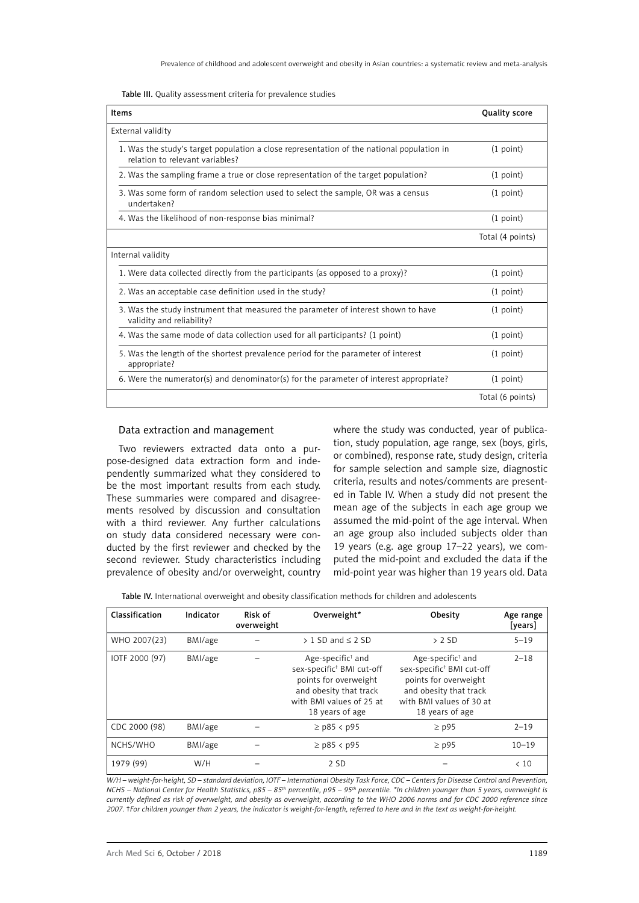Table III. Quality assessment criteria for prevalence studies

| Items | Quality score |
|---|---|
| External validity | |
| 1. Was the study's target population a close representation of the national population in relation to relevant variables? | (1 point) |
| 2. Was the sampling frame a true or close representation of the target population? | (1 point) |
| 3. Was some form of random selection used to select the sample, OR was a census undertaken? | (1 point) |
| 4. Was the likelihood of non-response bias minimal? | (1 point) |
| | Total (4 points) |
| Internal validity | |
| 1. Were data collected directly from the participants (as opposed to a proxy)? | (1 point) |
| 2. Was an acceptable case definition used in the study? | (1 point) |
| 3. Was the study instrument that measured the parameter of interest shown to have validity and reliability? | (1 point) |
| 4. Was the same mode of data collection used for all participants? (1 point) | (1 point) |
| 5. Was the length of the shortest prevalence period for the parameter of interest appropriate? | (1 point) |
| 6. Were the numerator(s) and denominator(s) for the parameter of interest appropriate? | (1 point) |
| | Total (6 points) |

## Data extraction and management

Two reviewers extracted data onto a purpose-designed data extraction form and independently summarized what they considered to be the most important results from each study. These summaries were compared and disagreements resolved by discussion and consultation with a third reviewer. Any further calculations on study data considered necessary were conducted by the first reviewer and checked by the second reviewer. Study characteristics including prevalence of obesity and/or overweight, country where the study was conducted, year of publication, study population, age range, sex (boys, girls, or combined), response rate, study design, criteria for sample selection and sample size, diagnostic criteria, results and notes/comments are presented in Table IV. When a study did not present the mean age of the subjects in each age group we assumed the mid-point of the age interval. When an age group also included subjects older than 19 years (e.g. age group 17–22 years), we computed the mid-point and excluded the data if the mid-point year was higher than 19 years old. Data

Table IV. International overweight and obesity classification methods for children and adolescents

| Classification | Indicator | Risk of overweight | Overweight* | Obesity | Age range [years] |
|---|---|---|---|---|---|
| WHO 2007(23) | BMI/age | – | > 1 SD and ≤ 2 SD | > 2 SD | 5–19 |
| IOTF 2000 (97) | BMI/age | – | Age-specific† and sex-specific† BMI cut-off points for overweight and obesity that track with BMI values of 25 at 18 years of age | Age-specific† and sex-specific† BMI cut-off points for overweight and obesity that track with BMI values of 30 at 18 years of age | 2–18 |
| CDC 2000 (98) | BMI/age | – | ≥ p85 < p95 | ≥ p95 | 2–19 |
| NCHS/WHO | BMI/age | – | ≥ p85 < p95 | ≥ p95 | 10–19 |
| 1979 (99) | W/H | – | 2 SD | – | < 10 |

*W/H – weight-for-height, SD – standard deviation, IOTF – International Obesity Task Force, CDC – Centers for Disease Control and Prevention, NCHS – National Center for Health Statistics, p85 – 85th percentile, p95 – 95th percentile. *In children younger than 5 years, overweight is currently defined as risk of overweight, and obesity as overweight, according to the WHO 2006 norms and for CDC 2000 reference since 2007. †For children younger than 2 years, the indicator is weight-for-length, referred to here and in the text as weight-for-height.*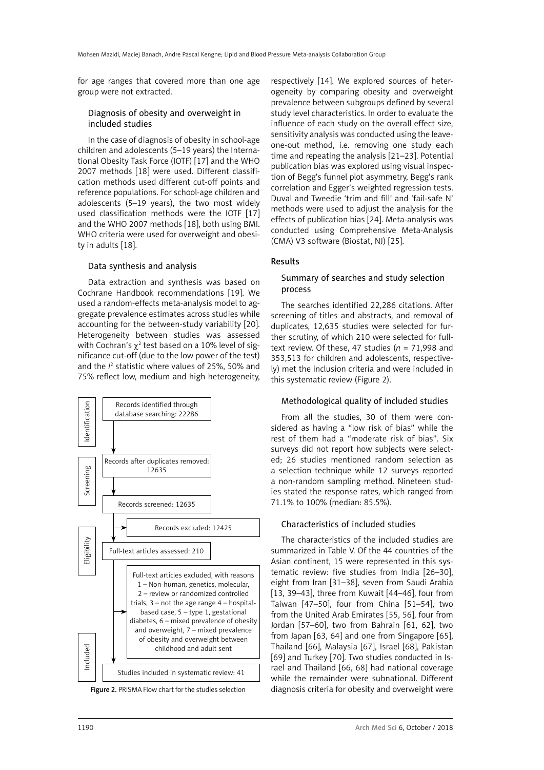for age ranges that covered more than one age group were not extracted.

### Diagnosis of obesity and overweight in included studies

In the case of diagnosis of obesity in school-age children and adolescents (5–19 years) the International Obesity Task Force (IOTF) [17] and the WHO 2007 methods [18] were used. Different classification methods used different cut-off points and reference populations. For school-age children and adolescents (5–19 years), the two most widely used classification methods were the IOTF [17] and the WHO 2007 methods [18], both using BMI. WHO criteria were used for overweight and obesity in adults [18].

### Data synthesis and analysis

Data extraction and synthesis was based on Cochrane Handbook recommendations [19]. We used a random-effects meta-analysis model to aggregate prevalence estimates across studies while accounting for the between-study variability [20]. Heterogeneity between studies was assessed with Cochran's $\chi^2$ test based on a 10% level of significance cut-off (due to the low power of the test) and the $I^2$ statistic where values of 25%, 50% and 75% reflect low, medium and high heterogeneity, respectively [14]. We explored sources of heterogeneity by comparing obesity and overweight prevalence between subgroups defined by several study level characteristics. In order to evaluate the influence of each study on the overall effect size, sensitivity analysis was conducted using the leave-one-out method, i.e. removing one study each time and repeating the analysis [21–23]. Potential publication bias was explored using visual inspection of Begg's funnel plot asymmetry, Begg's rank correlation and Egger's weighted regression tests. Duval and Tweedie 'trim and fill' and 'fail-safe N' methods were used to adjust the analysis for the effects of publication bias [24]. Meta-analysis was conducted using Comprehensive Meta-Analysis (CMA) V3 software (Biostat, NJ) [25].

Identification: Records identified through database searching: 22286

Screening: Records after duplicates removed: 12635

Records screened: 12635

Records excluded: 12425

Eligibility: Full-text articles assessed: 210

Full-text articles excluded, with reasons 1 – Non-human, genetics, molecular, 2 – review or randomized controlled trials, 3 – not the age range 4 – hospital-based case, 5 – type 1, gestational diabetes, 6 – mixed prevalence of obesity and overweight, 7 – mixed prevalence of obesity and overweight between childhood and adult sent

Included: Studies included in systematic review: 41

**Figure 2.** PRISMA Flow chart for the studies selection

## Results

### Summary of searches and study selection process

The searches identified 22,286 citations. After screening of titles and abstracts, and removal of duplicates, 12,635 studies were selected for further scrutiny, of which 210 were selected for full-text review. Of these, 47 studies ($n$ = 71,998 and 353,513 for children and adolescents, respectively) met the inclusion criteria and were included in this systematic review (Figure 2).

### Methodological quality of included studies

From all the studies, 30 of them were considered as having a "low risk of bias" while the rest of them had a "moderate risk of bias". Six surveys did not report how subjects were selected; 26 studies mentioned random selection as a selection technique while 12 surveys reported a non-random sampling method. Nineteen studies stated the response rates, which ranged from 71.1% to 100% (median: 85.5%).

### Characteristics of included studies

The characteristics of the included studies are summarized in Table V. Of the 44 countries of the Asian continent, 15 were represented in this systematic review: five studies from India [26–30], eight from Iran [31–38], seven from Saudi Arabia [13, 39–43], three from Kuwait [44–46], four from Taiwan [47–50], four from China [51–54], two from the United Arab Emirates [55, 56], four from Jordan [57–60], two from Bahrain [61, 62], two from Japan [63, 64] and one from Singapore [65], Thailand [66], Malaysia [67], Israel [68], Pakistan [69] and Turkey [70]. Two studies conducted in Israel and Thailand [66, 68] had national coverage while the remainder were subnational. Different diagnosis criteria for obesity and overweight were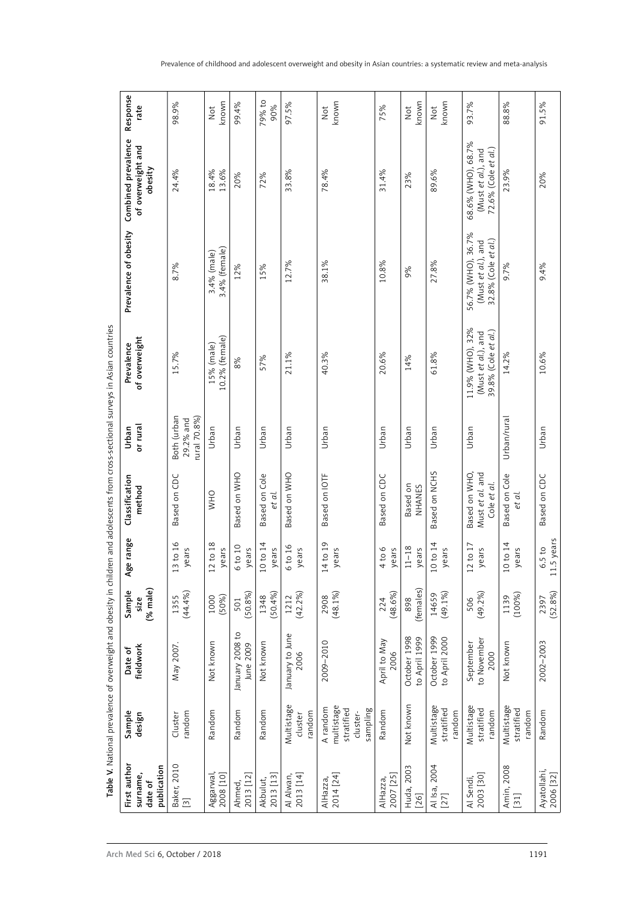**Table V.** National prevalence of overweight and obesity in children and adolescents from cross-sectional surveys in Asian countries

| First author surname, date of publication | Sample design | Date of fieldwork | Sample size (% male) | Age range | Classification method | Urban or rural | Prevalence of overweight | Prevalence of obesity | Combined prevalence of overweight and obesity | Response rate |
|---|---|---|---|---|---|---|---|---|---|---|
| Baker, 2010 [3] | Cluster random | May 2007. | 1355 (44.4%) | 13 to 16 years | Based on CDC | Both (urban 29.2% and rural 70.8%) | 15.7% | 8.7% | 24.4% | 98.9% |
| Aggarwal, 2008 [10] | Random | Not known | 1000 (50%) | 12 to 18 years | WHO | Urban | 15% (male) 10.2% (female) | 3.4% (male) 3.4% (female) | 18.4% 13.6% | Not known |
| Ahmed, 2013 [12] | Random | January 2008 to June 2009 | 501 (50.8%) | 6 to 10 years | Based on WHO | Urban | 8% | 12% | 20% | 99.4% |
| Akbulut, 2013 [13] | Random | Not known | 1348 (50.4%) | 10 to 14 years | Based on Cole *et al.* | Urban | 57% | 15% | 72% | 79% to 90% |
| Al Alwan, 2013 [14] | Multistage cluster random | January to June 2006 | 1212 (42.2%) | 6 to 16 years | Based on WHO | Urban | 21.1% | 12.7% | 33.8% | 97.5% |
| AlHazza, 2014 [24] | A random multistage stratified cluster-sampling | 2009–2010 | 2908 (48.1%) | 14 to 19 years | Based on IOTF | Urban | 40.3% | 38.1% | 78.4% | Not known |
| AlHazza, 2007 [25] | Random | April to May 2006 | 224 (48.6%) | 4 to 6 years | Based on CDC | Urban | 20.6% | 10.8% | 31.4% | 75% |
| Huda, 2003 [26] | Not known | October 1998 to April 1999 | 898 (females) | 11–18 years | Based on NHANES | Urban | 14% | 9% | 23% | Not known |
| Al Isa, 2004 [27] | Multistage stratified random | October 1999 to April 2000 | 14659 (49.1%) | 10 to 14 years | Based on NCHS | Urban | 61.8% | 27.8% | 89.6% | Not known |
| Al Sendi, 2003 [30] | Multistage stratified random | September to November 2000 | 506 (49.2%) | 12 to 17 years | Based on WHO, Must *et al.* and Cole *et al.* | Urban | 11.9% (WHO), 32% (Must *et al.*), and 39.8% (Cole *et al.*) | 56.7% (WHO), 36.7% (Must *et al.*), and 32.8% (Cole *et al.*) | 68.6% (WHO), 68.7% (Must *et al.*), and 72.6% (Cole *et al.*) | 93.7% |
| Amin, 2008 [31] | Multistage stratified random | Not known | 1139 (100%) | 10 to 14 years | Based on Cole *et al.* | Urban/rural | 14.2% | 9.7% | 23.9% | 88.8% |
| Ayatollahi, 2006 [32] | Random | 2002–2003 | 2397 (52.8%) | 6.5 to 11.5 years | Based on CDC | Urban | 10.6% | 9.4% | 20% | 91.5% |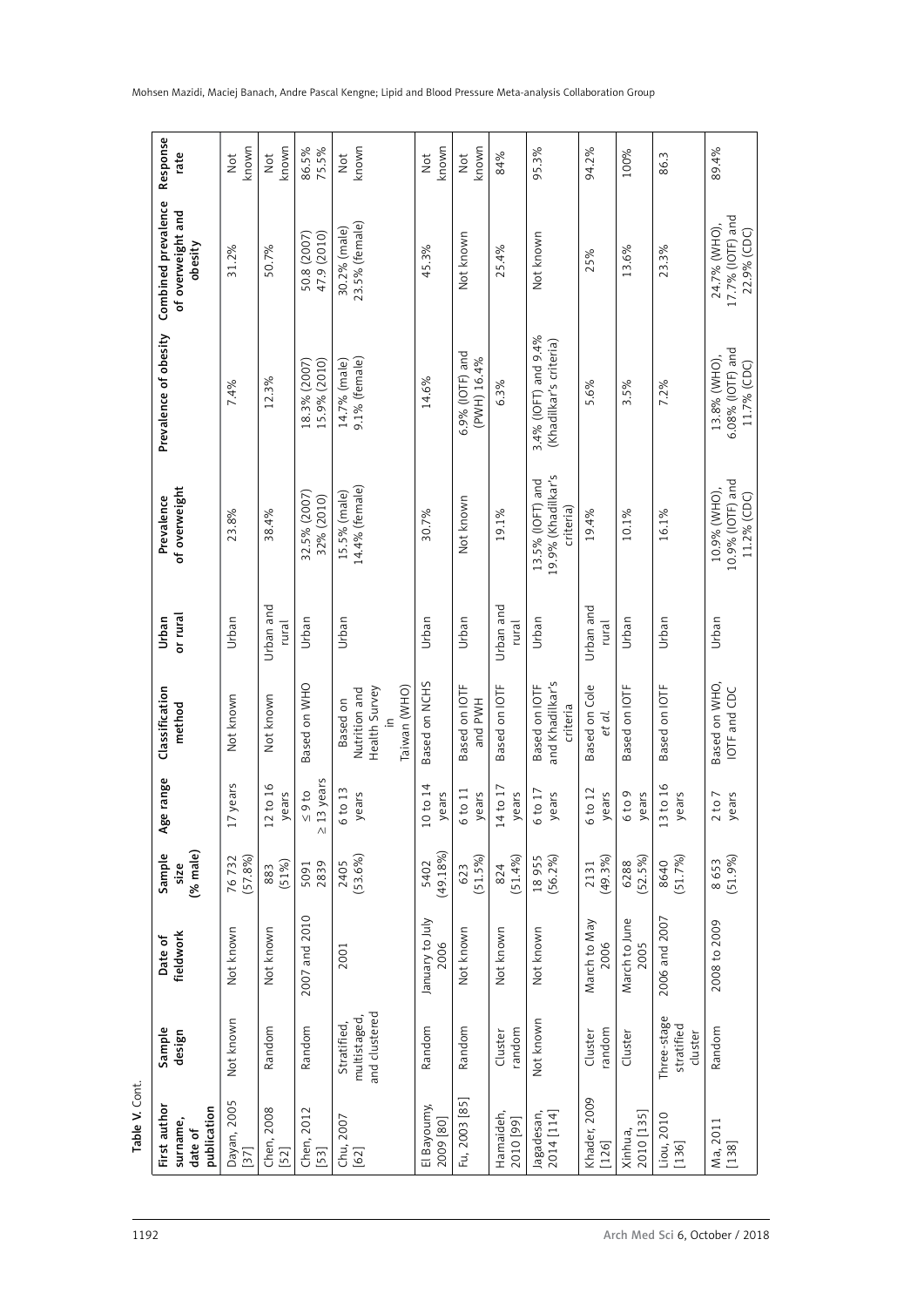Table V. Cont.

| First author surname, date of publication | Sample design | Date of fieldwork | Sample size (% male) | Age range | Classification method | Urban or rural | Prevalence of overweight | Prevalence of obesity | Combined prevalence of overweight and obesity | Response rate |
|---|---|---|---|---|---|---|---|---|---|---|
| Dayan, 2005 [37] | Not known | Not known | 76 732 (57.8%) | 17 years | Not known | Urban | 23.8% | 7.4% | 31.2% | Not known |
| Chen, 2008 [52] | Random | Not known | 883 (51%) | 12 to 16 years | Not known | Urban and rural | 38.4% | 12.3% | 50.7% | Not known |
| Chen, 2012 [53] | Random | 2007 and 2010 | 5091 2839 | ≤ 9 to ≥ 13 years | Based on WHO | Urban | 32.5% (2007) 32% (2010) | 18.3% (2007) 15.9% (2010) | 50.8 (2007) 47.9 (2010) | 86.5% 75.5% |
| Chu, 2007 [62] | Stratified, multistaged, and clustered | 2001 | 2405 (53.6%) | 6 to 13 years | Based on Nutrition and Health Survey in Taiwan (WHO) | Urban | 15.5% (male) 14.4% (female) | 14.7% (male) 9.1% (female) | 30.2% (male) 23.5% (female) | Not known |
| El Bayoumy, 2009 [80] | Random | January to July 2006 | 5402 (49.18%) | 10 to 14 years | Based on NCHS | Urban | 30.7% | 14.6% | 45.3% | Not known |
| Fu, 2003 [85] | Random | Not known | 623 (51.5%) | 6 to 11 years | Based on IOTF and PWH | Urban | Not known | 6.9% (IOTF) and (PWH) 16.4% | Not known | Not known |
| Hamaideh, 2010 [99] | Cluster random | Not known | 824 (51.4%) | 14 to 17 years | Based on IOTF | Urban and rural | 19.1% | 6.3% | 25.4% | 84% |
| Jagadesan, 2014 [114] | Not known | Not known | 18 955 (56.2%) | 6 to 17 years | Based on IOTF and Khadilkar's criteria | Urban | 13.5% (IOFT) and 19.9% (Khadilkar's criteria) | 3.4% (IOFT) and 9.4% (Khadilkar's criteria) | Not known | 95.3% |
| Khader, 2009 [126] | Cluster random | March to May 2006 | 2131 (49.3%) | 6 to 12 years | Based on Cole *et al.* | Urban and rural | 19.4% | 5.6% | 25% | 94.2% |
| Xinhua, 2010 [135] | Cluster | March to June 2005 | 6288 (52.5%) | 6 to 9 years | Based on IOTF | Urban | 10.1% | 3.5% | 13.6% | 100% |
| Liou, 2010 [136] | Three-stage stratified cluster | 2006 and 2007 | 8640 (51.7%) | 13 to 16 years | Based on IOTF | Urban | 16.1% | 7.2% | 23.3% | 86.3 |
| Ma, 2011 [138] | Random | 2008 to 2009 | 8 653 (51.9%) | 2 to 7 years | Based on WHO, IOTF and CDC | Urban | 10.9% (WHO), 10.9% (IOTF) and 11.2% (CDC) | 13.8% (WHO), 6.08% (IOTF) and 11.7% (CDC) | 24.7% (WHO), 17.7% (IOTF) and 22.9% (CDC) | 89.4% |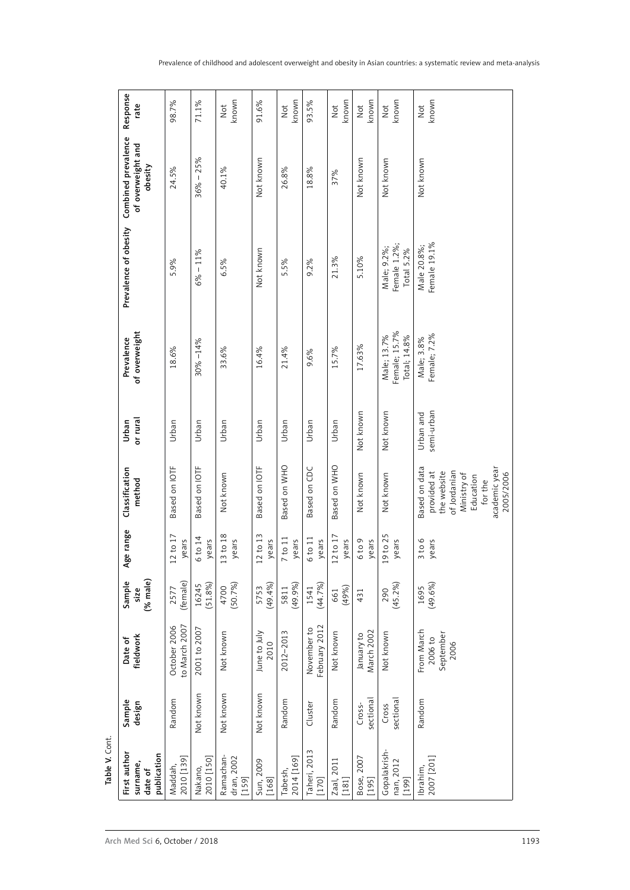Table V. Cont.

| First author surname, date of publication | Sample design | Date of fieldwork | Sample size (% male) | Age range | Classification method | Urban or rural | Prevalence of overweight | Prevalence of obesity | Combined prevalence of overweight and obesity | Response rate |
|---|---|---|---|---|---|---|---|---|---|---|
| Maddah, 2010 [139] | Random | October 2006 to March 2007 | 2577 (female) | 12 to 17 years | Based on IOTF | Urban | 18.6% | 5.9% | 24.5% | 98.7% |
| Nakano, 2010 [150] | Not known | 2001 to 2007 | 16245 (51.8%) | 6 to 14 years | Based on IOTF | Urban | 30% –14% | 6% – 11% | 36% – 25% | 71.1% |
| Ramachandran, 2002 [159] | Not known | Not known | 4700 (50.7%) | 13 to 18 years | Not known | Urban | 33.6% | 6.5% | 40.1% | Not known |
| Sun, 2009 [168] | Not known | June to July 2010 | 5753 (49.4%) | 12 to 13 years | Based on IOTF | Urban | 16.4% | Not known | Not known | 91.6% |
| Tabesh, 2014 [169] | Random | 2012–2013 | 5811 (49.9%) | 7 to 11 years | Based on WHO | Urban | 21.4% | 5.5% | 26.8% | Not known |
| Taheri, 2013 [170] | Cluster | November to February 2012 | 1541 (44.7%) | 6 to 11 years | Based on CDC | Urban | 9.6% | 9.2% | 18.8% | 93.5% |
| Zaal, 2011 [181] | Random | Not known | 661 (49%) | 12 to 17 years | Based on WHO | Urban | 15.7% | 21.3% | 37% | Not known |
| Bose, 2007 [195] | Cross-sectional | January to March 2002 | 431 | 6 to 9 years | Not known | Not known | 17.63% | 5.10% | Not known | Not known |
| Gopalakrishnan, 2012 [199] | Cross sectional | Not known | 290 (45.2%) | 19 to 25 years | Not known | Not known | Male; 13.7% Female; 15.7% Total; 14.8% | Male; 9.2%; Female 1.2%; Total 5.2% | Not known | Not known |
| Ibrahim, 2007 [201] | Random | From March 2006 to September 2006 | 1695 (49.6%) | 3 to 6 years | Based on data provided at the website of Jordanian Ministry of Education for the academic year 2005/2006 | Urban and semi-urban | Male; 3.8% Female; 7.2% | Male 20.8%; Female 19.1% | Not known | Not known |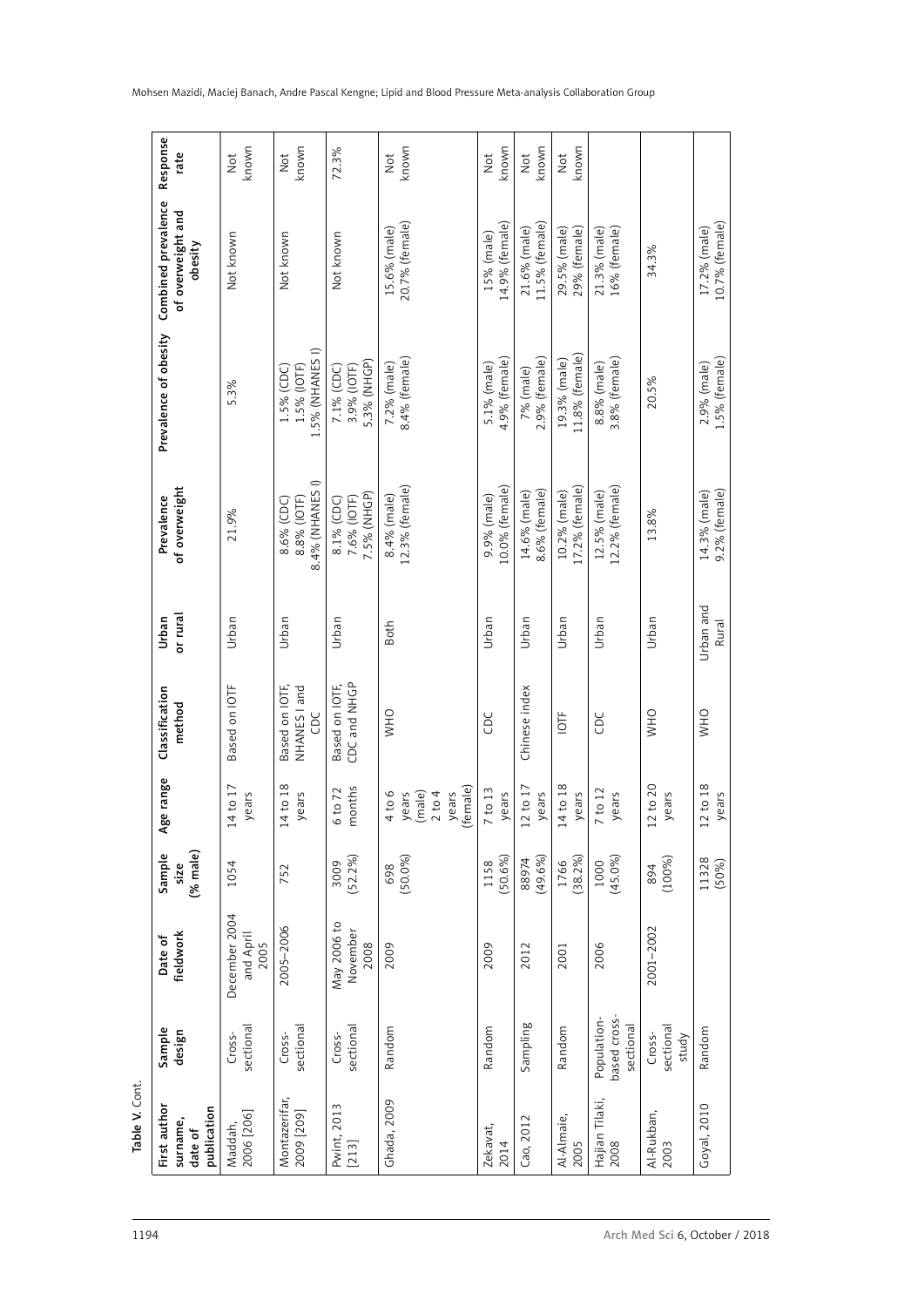Table V. Cont.

| First author surname, date of publication | Sample design | Date of fieldwork | Sample size (% male) | Age range | Classification method | Urban or rural | Prevalence of overweight | Prevalence of obesity | Combined prevalence of overweight and obesity | Response rate |
|---|---|---|---|---|---|---|---|---|---|---|
| Maddah, 2006 [206] | Cross-sectional | December 2004 and April 2005 | 1054 | 14 to 17 years | Based on IOTF | Urban | 21.9% | 5.3% | Not known | Not known |
| Montazerifar, 2009 [209] | Cross-sectional | 2005–2006 | 752 | 14 to 18 years | Based on IOTF, NHANES I and CDC | Urban | 8.6% (CDC) 8.8% (IOTF) 8.4% (NHANES I) | 1.5% (CDC) 1.5% (IOTF) 1.5% (NHANES I) | Not known | Not known |
| Pwint, 2013 [213] | Cross-sectional | May 2006 to November 2008 | 3009 (52.2%) | 6 to 72 months | Based on IOTF, CDC and NHGP | Urban | 8.1% (CDC) 7.6% (IOTF) 7.5% (NHGP) | 7.1% (CDC) 3.9% (IOTF) 5.3% (NHGP) | Not known | 72.3% |
| Ghada, 2009 | Random | 2009 | 698 (50.0%) | 4 to 6 years (male) 2 to 4 years (female) | WHO | Both | 8.4% (male) 12.3% (female) | 7.2% (male) 8.4% (female) | 15.6% (male) 20.7% (female) | Not known |
| Zekavat, 2014 | Random | 2009 | 1158 (50.6%) | 7 to 13 years | CDC | Urban | 9.9% (male) 10.0% (female) | 5.1% (male) 4.9% (female) | 15% (male) 14.9% (female) | Not known |
| Cao, 2012 | Sampling | 2012 | 88974 (49.6%) | 12 to 17 years | Chinese index | Urban | 14.6% (male) 8.6% (female) | 7% (male) 2.9% (female) | 21.6% (male) 11.5% (female) | Not known |
| Al-Almaie, 2005 | Random | 2001 | 1766 (38.2%) | 14 to 18 years | IOTF | Urban | 10.2% (male) 17.2% (female) | 19.3% (male) 11.8% (female) | 29.5% (male) 29% (female) | Not known |
| Hajian Tilaki, 2008 | Population-based cross-sectional | 2006 | 1000 (45.0%) | 7 to 12 years | CDC | Urban | 12.5% (male) 12.2% (female) | 8.8% (male) 3.8% (female) | 21.3% (male) 16% (female) | |
| Al-Rukban, 2003 | Cross-sectional study | 2001–2002 | 894 (100%) | 12 to 20 years | WHO | Urban | 13.8% | 20.5% | 34.3% | |
| Goyal, 2010 | Random | | 11328 (50%) | 12 to 18 years | WHO | Urban and Rural | 14.3% (male) 9.2% (female) | 2.9% (male) 1.5% (female) | 17.2% (male) 10.7% (female) | |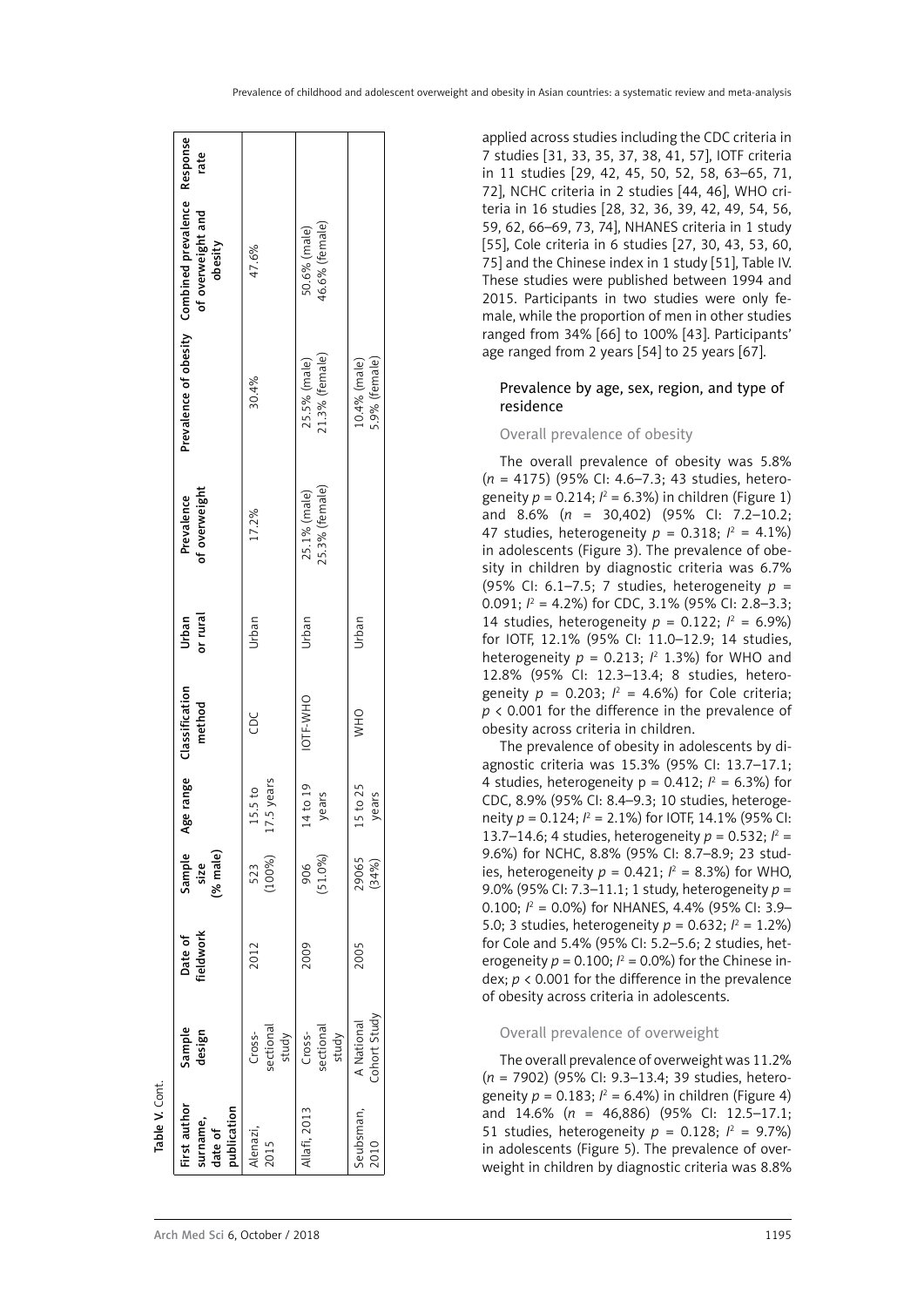Table V. Cont.

| First author surname, date of publication | Sample design | Date of fieldwork | Sample size (% male) | Age range | Classification method | Urban or rural | Prevalence of overweight | Prevalence of obesity | Combined prevalence of overweight and obesity | Response rate |
|---|---|---|---|---|---|---|---|---|---|---|
| Alenazi, 2015 | Cross-sectional study | 2012 | 523 (100%) | 15.5 to 17.5 years | CDC | Urban | 17.2% | 30.4% | 47.6% | |
| Allafi, 2013 | Cross-sectional study | 2009 | 906 (51.0%) | 14 to 19 years | IOTF-WHO | Urban | 25.1% (male) 25.3% (female) | 25.5% (male) 21.3% (female) | 50.6% (male) 46.6% (female) | |
| Seubsman, 2010 | A National Cohort Study | 2005 | 29065 (34%) | 15 to 25 years | WHO | Urban | | 10.4% (male) 5.9% (female) | | |

applied across studies including the CDC criteria in 7 studies [31, 33, 35, 37, 38, 41, 57], IOTF criteria in 11 studies [29, 42, 45, 50, 52, 58, 63–65, 71, 72], NCHC criteria in 2 studies [44, 46], WHO criteria in 16 studies [28, 32, 36, 39, 42, 49, 54, 56, 59, 62, 66–69, 73, 74], NHANES criteria in 1 study [55], Cole criteria in 6 studies [27, 30, 43, 53, 60, 75] and the Chinese index in 1 study [51], Table IV. These studies were published between 1994 and 2015. Participants in two studies were only female, while the proportion of men in other studies ranged from 34% [66] to 100% [43]. Participants' age ranged from 2 years [54] to 25 years [67].

### Prevalence by age, sex, region, and type of residence

#### Overall prevalence of obesity

The overall prevalence of obesity was 5.8% ($n$ = 4175) (95% CI: 4.6–7.3; 43 studies, heterogeneity $p = 0.214$; $I^2 = 6.3\%$) in children (Figure 1) and 8.6% ($n$ = 30,402) (95% CI: 7.2–10.2; 47 studies, heterogeneity $p = 0.318$; $I^2 = 4.1\%$) in adolescents (Figure 3). The prevalence of obesity in children by diagnostic criteria was 6.7% (95% CI: 6.1–7.5; 7 studies, heterogeneity $p = 0.091$; $I^2 = 4.2\%$) for CDC, 3.1% (95% CI: 2.8–3.3; 14 studies, heterogeneity $p = 0.122$; $I^2 = 6.9\%$) for IOTF, 12.1% (95% CI: 11.0–12.9; 14 studies, heterogeneity $p = 0.213$; $I^2$ 1.3%) for WHO and 12.8% (95% CI: 12.3–13.4; 8 studies, heterogeneity $p = 0.203$; $I^2 = 4.6\%$) for Cole criteria; $p < 0.001$ for the difference in the prevalence of obesity across criteria in children.

The prevalence of obesity in adolescents by diagnostic criteria was 15.3% (95% CI: 13.7–17.1; 4 studies, heterogeneity p = 0.412; $I^2 = 6.3\%$) for CDC, 8.9% (95% CI: 8.4–9.3; 10 studies, heterogeneity $p = 0.124$; $I^2 = 2.1\%$) for IOTF, 14.1% (95% CI: 13.7–14.6; 4 studies, heterogeneity $p = 0.532$; $I^2 = 9.6\%$) for NCHC, 8.8% (95% CI: 8.7–8.9; 23 studies, heterogeneity $p = 0.421$; $I^2 = 8.3\%$) for WHO, 9.0% (95% CI: 7.3–11.1; 1 study, heterogeneity $p = 0.100$; $I^2 = 0.0\%$) for NHANES, 4.4% (95% CI: 3.9–5.0; 3 studies, heterogeneity $p = 0.632$; $I^2 = 1.2\%$) for Cole and 5.4% (95% CI: 5.2–5.6; 2 studies, heterogeneity $p = 0.100$; $I^2 = 0.0\%$) for the Chinese index; $p < 0.001$ for the difference in the prevalence of obesity across criteria in adolescents.

#### Overall prevalence of overweight

The overall prevalence of overweight was 11.2% ($n$ = 7902) (95% CI: 9.3–13.4; 39 studies, heterogeneity $p = 0.183$; $I^2 = 6.4\%$) in children (Figure 4) and 14.6% ($n$ = 46,886) (95% CI: 12.5–17.1; 51 studies, heterogeneity $p = 0.128$; $I^2 = 9.7\%$) in adolescents (Figure 5). The prevalence of overweight in children by diagnostic criteria was 8.8%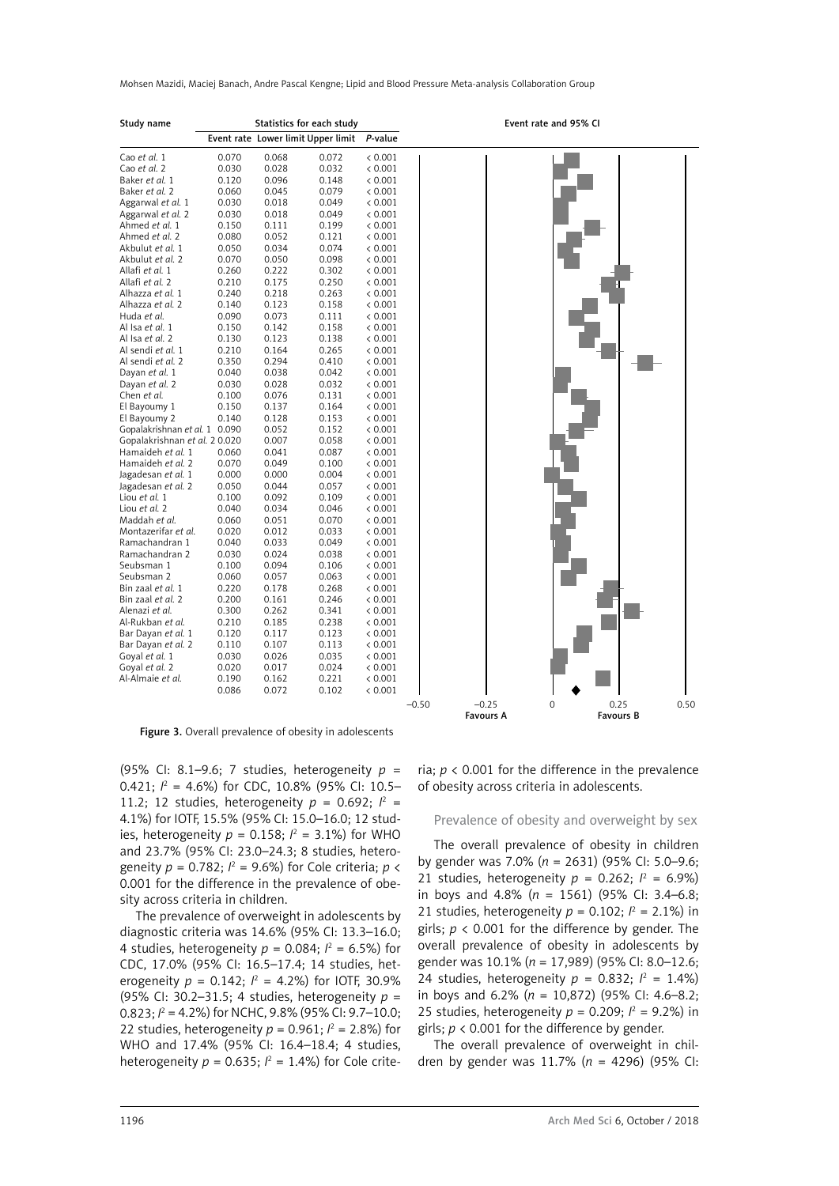| Study name | Statistics for each study | | | |
|---|---|---|---|---|
| | Event rate | Lower limit | Upper limit | *P*-value |
| Cao *et al.* 1 | 0.070 | 0.068 | 0.072 | < 0.001 |
| Cao *et al.* 2 | 0.030 | 0.028 | 0.032 | < 0.001 |
| Baker *et al.* 1 | 0.120 | 0.096 | 0.148 | < 0.001 |
| Baker *et al.* 2 | 0.060 | 0.045 | 0.079 | < 0.001 |
| Aggarwal *et al.* 1 | 0.030 | 0.018 | 0.049 | < 0.001 |
| Aggarwal *et al.* 2 | 0.030 | 0.018 | 0.049 | < 0.001 |
| Ahmed *et al.* 1 | 0.150 | 0.111 | 0.199 | < 0.001 |
| Ahmed *et al.* 2 | 0.080 | 0.052 | 0.121 | < 0.001 |
| Akbulut *et al.* 1 | 0.050 | 0.034 | 0.074 | < 0.001 |
| Akbulut *et al.* 2 | 0.070 | 0.050 | 0.098 | < 0.001 |
| Allafi *et al.* 1 | 0.260 | 0.222 | 0.302 | < 0.001 |
| Allafi *et al.* 2 | 0.210 | 0.175 | 0.250 | < 0.001 |
| Alhazza *et al.* 1 | 0.240 | 0.218 | 0.263 | < 0.001 |
| Alhazza *et al.* 2 | 0.140 | 0.123 | 0.158 | < 0.001 |
| Huda *et al.* | 0.090 | 0.073 | 0.111 | < 0.001 |
| Al Isa *et al.* 1 | 0.150 | 0.142 | 0.158 | < 0.001 |
| Al Isa *et al.* 2 | 0.130 | 0.123 | 0.138 | < 0.001 |
| Al sendi *et al.* 1 | 0.210 | 0.164 | 0.265 | < 0.001 |
| Al sendi *et al.* 2 | 0.350 | 0.294 | 0.410 | < 0.001 |
| Dayan *et al.* 1 | 0.040 | 0.038 | 0.042 | < 0.001 |
| Dayan *et al.* 2 | 0.030 | 0.028 | 0.032 | < 0.001 |
| Chen *et al.* | 0.100 | 0.076 | 0.131 | < 0.001 |
| El Bayoumy 1 | 0.150 | 0.137 | 0.164 | < 0.001 |
| El Bayoumy 2 | 0.140 | 0.128 | 0.153 | < 0.001 |
| Gopalakrishnan *et al.* 1 | 0.090 | 0.052 | 0.152 | < 0.001 |
| Gopalakrishnan *et al.* 2 | 0.020 | 0.007 | 0.058 | < 0.001 |
| Hamaideh *et al.* 1 | 0.060 | 0.041 | 0.087 | < 0.001 |
| Hamaideh *et al.* 2 | 0.070 | 0.049 | 0.100 | < 0.001 |
| Jagadesan *et al.* 1 | 0.000 | 0.000 | 0.004 | < 0.001 |
| Jagadesan *et al.* 2 | 0.050 | 0.044 | 0.057 | < 0.001 |
| Liou *et al.* 1 | 0.100 | 0.092 | 0.109 | < 0.001 |
| Liou *et al.* 2 | 0.040 | 0.034 | 0.046 | < 0.001 |
| Maddah *et al.* | 0.060 | 0.051 | 0.070 | < 0.001 |
| Montazerifar *et al.* | 0.020 | 0.012 | 0.033 | < 0.001 |
| Ramachandran 1 | 0.040 | 0.033 | 0.049 | < 0.001 |
| Ramachandran 2 | 0.030 | 0.024 | 0.038 | < 0.001 |
| Seubsman 1 | 0.100 | 0.094 | 0.106 | < 0.001 |
| Seubsman 2 | 0.060 | 0.057 | 0.063 | < 0.001 |
| Bin zaal *et al.* 1 | 0.220 | 0.178 | 0.268 | < 0.001 |
| Bin zaal *et al.* 2 | 0.200 | 0.161 | 0.246 | < 0.001 |
| Alenazi *et al.* | 0.300 | 0.262 | 0.341 | < 0.001 |
| Al-Rukban *et al.* | 0.210 | 0.185 | 0.238 | < 0.001 |
| Bar Dayan *et al.* 1 | 0.120 | 0.117 | 0.123 | < 0.001 |
| Bar Dayan *et al.* 2 | 0.110 | 0.107 | 0.113 | < 0.001 |
| Goyal *et al.* 1 | 0.030 | 0.026 | 0.035 | < 0.001 |
| Goyal *et al.* 2 | 0.020 | 0.017 | 0.024 | < 0.001 |
| Al-Almaie *et al.* | 0.190 | 0.162 | 0.221 | < 0.001 |
| | 0.086 | 0.072 | 0.102 | < 0.001 |

Event rate and 95% CI (axis: –0.50, –0.25, 0, 0.25, 0.50; Favours A, Favours B)

**Figure 3.** Overall prevalence of obesity in adolescents

(95% CI: 8.1–9.6; 7 studies, heterogeneity $p$ = 0.421; $I^2$ = 4.6%) for CDC, 10.8% (95% CI: 10.5–11.2; 12 studies, heterogeneity $p$ = 0.692; $I^2$ = 4.1%) for IOTF, 15.5% (95% CI: 15.0–16.0; 12 studies, heterogeneity $p$ = 0.158; $I^2$ = 3.1%) for WHO and 23.7% (95% CI: 23.0–24.3; 8 studies, heterogeneity $p$ = 0.782; $I^2$ = 9.6%) for Cole criteria; $p$ < 0.001 for the difference in the prevalence of obesity across criteria in children.

The prevalence of overweight in adolescents by diagnostic criteria was 14.6% (95% CI: 13.3–16.0; 4 studies, heterogeneity $p$ = 0.084; $I^2$ = 6.5%) for CDC, 17.0% (95% CI: 16.5–17.4; 14 studies, heterogeneity $p$ = 0.142; $I^2$ = 4.2%) for IOTF, 30.9% (95% CI: 30.2–31.5; 4 studies, heterogeneity $p$ = 0.823; $I^2$ = 4.2%) for NCHC, 9.8% (95% CI: 9.7–10.0; 22 studies, heterogeneity $p$ = 0.961; $I^2$ = 2.8%) for WHO and 17.4% (95% CI: 16.4–18.4; 4 studies, heterogeneity $p$ = 0.635; $I^2$ = 1.4%) for Cole criteria; $p$ < 0.001 for the difference in the prevalence of obesity across criteria in adolescents.

### Prevalence of obesity and overweight by sex

The overall prevalence of obesity in children by gender was 7.0% ($n$ = 2631) (95% CI: 5.0–9.6; 21 studies, heterogeneity $p$ = 0.262; $I^2$ = 6.9%) in boys and 4.8% ($n$ = 1561) (95% CI: 3.4–6.8; 21 studies, heterogeneity $p$ = 0.102; $I^2$ = 2.1%) in girls; $p$ < 0.001 for the difference by gender. The overall prevalence of obesity in adolescents by gender was 10.1% ($n$ = 17,989) (95% CI: 8.0–12.6; 24 studies, heterogeneity $p$ = 0.832; $I^2$ = 1.4%) in boys and 6.2% ($n$ = 10,872) (95% CI: 4.6–8.2; 25 studies, heterogeneity $p$ = 0.209; $I^2$ = 9.2%) in girls; $p$ < 0.001 for the difference by gender.

The overall prevalence of overweight in children by gender was 11.7% ($n$ = 4296) (95% CI: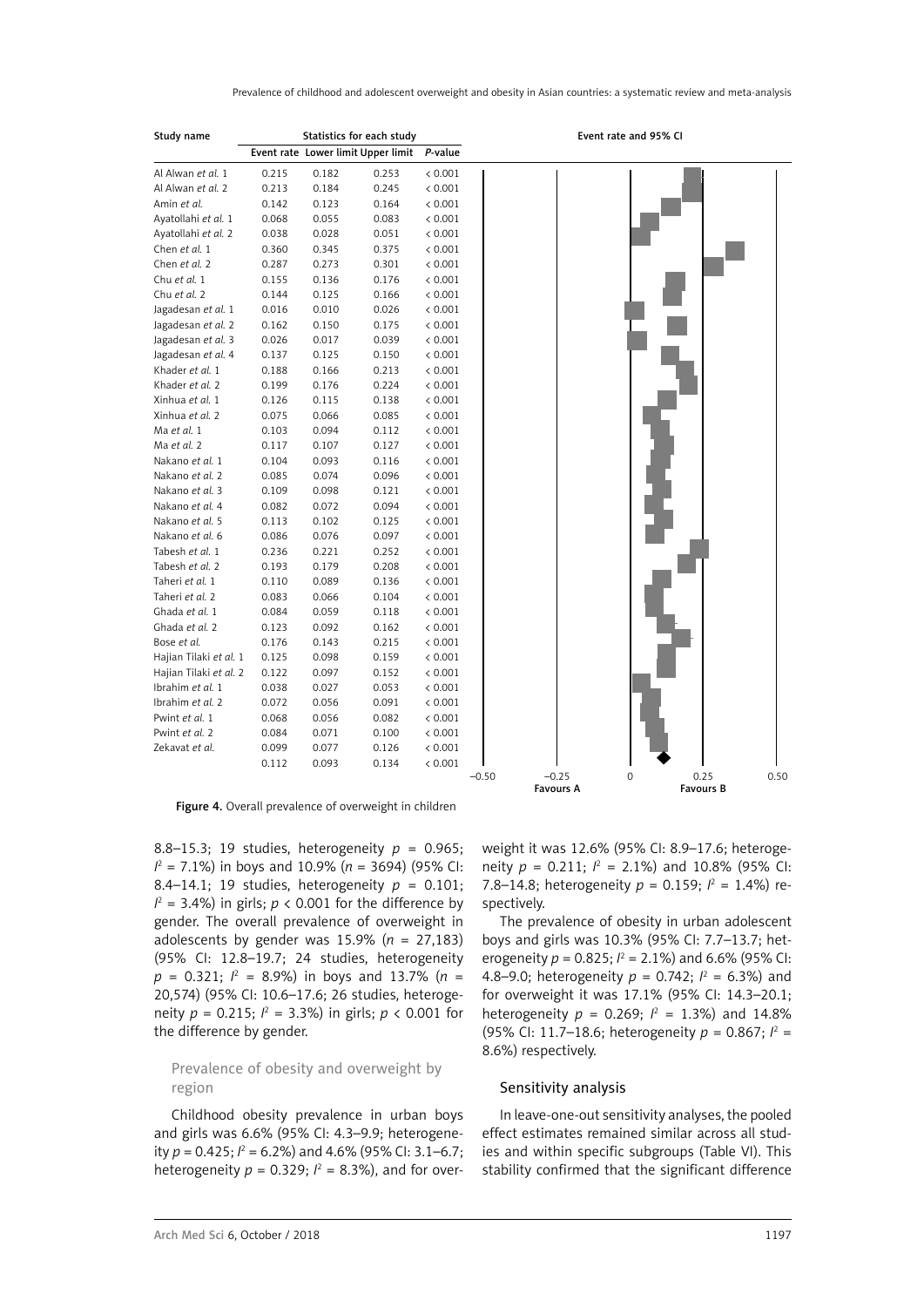| Study name | Statistics for each study | | | |
|---|---|---|---|---|
| | Event rate | Lower limit | Upper limit | *P*-value |
| Al Alwan *et al.* 1 | 0.215 | 0.182 | 0.253 | < 0.001 |
| Al Alwan *et al.* 2 | 0.213 | 0.184 | 0.245 | < 0.001 |
| Amin *et al.* | 0.142 | 0.123 | 0.164 | < 0.001 |
| Ayatollahi *et al.* 1 | 0.068 | 0.055 | 0.083 | < 0.001 |
| Ayatollahi *et al.* 2 | 0.038 | 0.028 | 0.051 | < 0.001 |
| Chen *et al.* 1 | 0.360 | 0.345 | 0.375 | < 0.001 |
| Chen *et al.* 2 | 0.287 | 0.273 | 0.301 | < 0.001 |
| Chu *et al.* 1 | 0.155 | 0.136 | 0.176 | < 0.001 |
| Chu *et al.* 2 | 0.144 | 0.125 | 0.166 | < 0.001 |
| Jagadesan *et al.* 1 | 0.016 | 0.010 | 0.026 | < 0.001 |
| Jagadesan *et al.* 2 | 0.162 | 0.150 | 0.175 | < 0.001 |
| Jagadesan *et al.* 3 | 0.026 | 0.017 | 0.039 | < 0.001 |
| Jagadesan *et al.* 4 | 0.137 | 0.125 | 0.150 | < 0.001 |
| Khader *et al.* 1 | 0.188 | 0.166 | 0.213 | < 0.001 |
| Khader *et al.* 2 | 0.199 | 0.176 | 0.224 | < 0.001 |
| Xinhua *et al.* 1 | 0.126 | 0.115 | 0.138 | < 0.001 |
| Xinhua *et al.* 2 | 0.075 | 0.066 | 0.085 | < 0.001 |
| Ma *et al.* 1 | 0.103 | 0.094 | 0.112 | < 0.001 |
| Ma *et al.* 2 | 0.117 | 0.107 | 0.127 | < 0.001 |
| Nakano *et al.* 1 | 0.104 | 0.093 | 0.116 | < 0.001 |
| Nakano *et al.* 2 | 0.085 | 0.074 | 0.096 | < 0.001 |
| Nakano *et al.* 3 | 0.109 | 0.098 | 0.121 | < 0.001 |
| Nakano *et al.* 4 | 0.082 | 0.072 | 0.094 | < 0.001 |
| Nakano *et al.* 5 | 0.113 | 0.102 | 0.125 | < 0.001 |
| Nakano *et al.* 6 | 0.086 | 0.076 | 0.097 | < 0.001 |
| Tabesh *et al.* 1 | 0.236 | 0.221 | 0.252 | < 0.001 |
| Tabesh *et al.* 2 | 0.193 | 0.179 | 0.208 | < 0.001 |
| Taheri *et al.* 1 | 0.110 | 0.089 | 0.136 | < 0.001 |
| Taheri *et al.* 2 | 0.083 | 0.066 | 0.104 | < 0.001 |
| Ghada *et al.* 1 | 0.084 | 0.059 | 0.118 | < 0.001 |
| Ghada *et al.* 2 | 0.123 | 0.092 | 0.162 | < 0.001 |
| Bose *et al.* | 0.176 | 0.143 | 0.215 | < 0.001 |
| Hajian Tilaki *et al.* 1 | 0.125 | 0.098 | 0.159 | < 0.001 |
| Hajian Tilaki *et al.* 2 | 0.122 | 0.097 | 0.152 | < 0.001 |
| Ibrahim *et al.* 1 | 0.038 | 0.027 | 0.053 | < 0.001 |
| Ibrahim *et al.* 2 | 0.072 | 0.056 | 0.091 | < 0.001 |
| Pwint *et al.* 1 | 0.068 | 0.056 | 0.082 | < 0.001 |
| Pwint *et al.* 2 | 0.084 | 0.071 | 0.100 | < 0.001 |
| Zekavat *et al.* | 0.099 | 0.077 | 0.126 | < 0.001 |
| | 0.112 | 0.093 | 0.134 | < 0.001 |

Event rate and 95% CI (axis: –0.50, –0.25, 0, 0.25, 0.50; Favours A, Favours B)

**Figure 4.** Overall prevalence of overweight in children

8.8–15.3; 19 studies, heterogeneity $p = 0.965$; $I^2 = 7.1\%$) in boys and 10.9% ($n = 3694$) (95% CI: 8.4–14.1; 19 studies, heterogeneity $p = 0.101$; $I^2 = 3.4\%$) in girls; $p < 0.001$ for the difference by gender. The overall prevalence of overweight in adolescents by gender was 15.9% ($n = 27,183$) (95% CI: 12.8–19.7; 24 studies, heterogeneity $p = 0.321$; $I^2 = 8.9\%$) in boys and 13.7% ($n = 20,574$) (95% CI: 10.6–17.6; 26 studies, heterogeneity $p = 0.215$; $I^2 = 3.3\%$) in girls; $p < 0.001$ for the difference by gender.

### Prevalence of obesity and overweight by region

Childhood obesity prevalence in urban boys and girls was 6.6% (95% CI: 4.3–9.9; heterogeneity $p = 0.425$; $I^2 = 6.2\%$) and 4.6% (95% CI: 3.1–6.7; heterogeneity $p = 0.329$; $I^2 = 8.3\%$), and for overweight it was 12.6% (95% CI: 8.9–17.6; heterogeneity $p = 0.211$; $I^2 = 2.1\%$) and 10.8% (95% CI: 7.8–14.8; heterogeneity $p = 0.159$; $I^2 = 1.4\%$) respectively.

The prevalence of obesity in urban adolescent boys and girls was 10.3% (95% CI: 7.7–13.7; heterogeneity $p = 0.825$; $I^2 = 2.1\%$) and 6.6% (95% CI: 4.8–9.0; heterogeneity $p = 0.742$; $I^2 = 6.3\%$) and for overweight it was 17.1% (95% CI: 14.3–20.1; heterogeneity $p = 0.269$; $I^2 = 1.3\%$) and 14.8% (95% CI: 11.7–18.6; heterogeneity $p = 0.867$; $I^2 = 8.6\%$) respectively.

### Sensitivity analysis

In leave-one-out sensitivity analyses, the pooled effect estimates remained similar across all studies and within specific subgroups (Table VI). This stability confirmed that the significant difference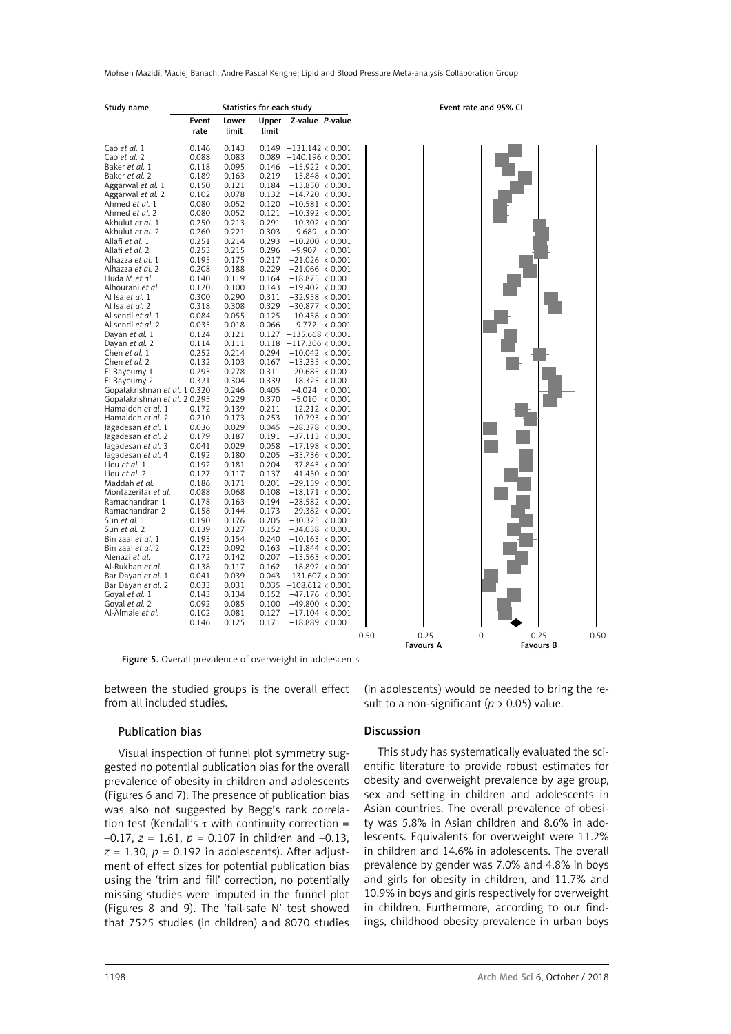| Study name | Event rate | Lower limit | Upper limit | Z-value | P-value |
|---|---|---|---|---|---|
| Cao *et al.* 1 | 0.146 | 0.143 | 0.149 | –131.142 | < 0.001 |
| Cao *et al.* 2 | 0.088 | 0.083 | 0.089 | –140.196 | < 0.001 |
| Baker *et al.* 1 | 0.118 | 0.095 | 0.146 | –15.922 | < 0.001 |
| Baker *et al.* 2 | 0.189 | 0.163 | 0.219 | –15.848 | < 0.001 |
| Aggarwal *et al.* 1 | 0.150 | 0.121 | 0.184 | –13.850 | < 0.001 |
| Aggarwal *et al.* 2 | 0.102 | 0.078 | 0.132 | –14.720 | < 0.001 |
| Ahmed *et al.* 1 | 0.080 | 0.052 | 0.120 | –10.581 | < 0.001 |
| Ahmed *et al.* 2 | 0.080 | 0.052 | 0.121 | –10.392 | < 0.001 |
| Akbulut *et al.* 1 | 0.250 | 0.213 | 0.291 | –10.302 | < 0.001 |
| Akbulut *et al.* 2 | 0.260 | 0.221 | 0.303 | –9.689 | < 0.001 |
| Allafi *et al.* 1 | 0.251 | 0.214 | 0.293 | –10.200 | < 0.001 |
| Allafi *et al.* 2 | 0.253 | 0.215 | 0.296 | –9.907 | < 0.001 |
| Alhazza *et al.* 1 | 0.195 | 0.175 | 0.217 | –21.026 | < 0.001 |
| Alhazza *et al.* 2 | 0.208 | 0.188 | 0.229 | –21.066 | < 0.001 |
| Huda M *et al.* | 0.140 | 0.119 | 0.164 | –18.875 | < 0.001 |
| Alhourani *et al.* | 0.120 | 0.100 | 0.143 | –19.402 | < 0.001 |
| Al Isa *et al.* 1 | 0.300 | 0.290 | 0.311 | –32.958 | < 0.001 |
| Al Isa *et al.* 2 | 0.318 | 0.308 | 0.329 | –30.877 | < 0.001 |
| Al sendi *et al.* 1 | 0.084 | 0.055 | 0.125 | –10.458 | < 0.001 |
| Al sendi *et al.* 2 | 0.035 | 0.018 | 0.066 | –9.772 | < 0.001 |
| Dayan *et al.* 1 | 0.124 | 0.121 | 0.127 | –135.668 | < 0.001 |
| Dayan *et al.* 2 | 0.114 | 0.111 | 0.118 | –117.306 | < 0.001 |
| Chen *et al.* 1 | 0.252 | 0.214 | 0.294 | –10.042 | < 0.001 |
| Chen *et al.* 2 | 0.132 | 0.103 | 0.167 | –13.235 | < 0.001 |
| El Bayoumy 1 | 0.293 | 0.278 | 0.311 | –20.685 | < 0.001 |
| El Bayoumy 2 | 0.321 | 0.304 | 0.339 | –18.325 | < 0.001 |
| Gopalakrishnan *et al.* 1 | 0.320 | 0.246 | 0.405 | –4.024 | < 0.001 |
| Gopalakrishnan *et al.* 2 | 0.295 | 0.229 | 0.370 | –5.010 | < 0.001 |
| Hamaideh *et al.* 1 | 0.172 | 0.139 | 0.211 | –12.212 | < 0.001 |
| Hamaideh *et al.* 2 | 0.210 | 0.173 | 0.253 | –10.793 | < 0.001 |
| Jagadesan *et al.* 1 | 0.036 | 0.029 | 0.045 | –28.378 | < 0.001 |
| Jagadesan *et al.* 2 | 0.179 | 0.187 | 0.191 | –37.113 | < 0.001 |
| Jagadesan *et al.* 3 | 0.041 | 0.029 | 0.058 | –17.198 | < 0.001 |
| Jagadesan *et al.* 4 | 0.192 | 0.180 | 0.205 | –35.736 | < 0.001 |
| Liou *et al.* 1 | 0.192 | 0.181 | 0.204 | –37.843 | < 0.001 |
| Liou *et al.* 2 | 0.127 | 0.117 | 0.137 | –41.450 | < 0.001 |
| Maddah *et al.* | 0.186 | 0.171 | 0.201 | –29.159 | < 0.001 |
| Montazerifar *et al.* | 0.088 | 0.068 | 0.108 | –18.171 | < 0.001 |
| Ramachandran 1 | 0.178 | 0.163 | 0.194 | –28.582 | < 0.001 |
| Ramachandran 2 | 0.158 | 0.144 | 0.173 | –29.382 | < 0.001 |
| Sun *et al.* 1 | 0.190 | 0.176 | 0.205 | –30.325 | < 0.001 |
| Sun *et al.* 2 | 0.139 | 0.127 | 0.152 | –34.038 | < 0.001 |
| Bin zaal *et al.* 1 | 0.193 | 0.154 | 0.240 | –10.163 | < 0.001 |
| Bin zaal *et al.* 2 | 0.123 | 0.092 | 0.163 | –11.844 | < 0.001 |
| Alenazi *et al.* | 0.172 | 0.142 | 0.207 | –13.563 | < 0.001 |
| Al-Rukban *et al.* | 0.138 | 0.117 | 0.162 | –18.892 | < 0.001 |
| Bar Dayan *et al.* 1 | 0.041 | 0.039 | 0.043 | –131.607 | < 0.001 |
| Bar Dayan *et al.* 2 | 0.033 | 0.031 | 0.035 | –108.612 | < 0.001 |
| Goyal *et al.* 1 | 0.143 | 0.134 | 0.152 | –47.176 | < 0.001 |
| Goyal *et al.* 2 | 0.092 | 0.085 | 0.100 | –49.800 | < 0.001 |
| Al-Almaie *et al.* | 0.102 | 0.081 | 0.127 | –17.104 | < 0.001 |
| | 0.146 | 0.125 | 0.171 | –18.889 | < 0.001 |

Event rate and 95% CI (axis: –0.50, –0.25, 0, 0.25, 0.50; Favours A / Favours B)

**Figure 5.** Overall prevalence of overweight in adolescents

between the studied groups is the overall effect from all included studies.

### Publication bias

Visual inspection of funnel plot symmetry suggested no potential publication bias for the overall prevalence of obesity in children and adolescents (Figures 6 and 7). The presence of publication bias was also not suggested by Begg's rank correlation test (Kendall's $\tau$ with continuity correction = –0.17, $z = 1.61$, $p = 0.107$ in children and –0.13, $z = 1.30$, $p = 0.192$ in adolescents). After adjustment of effect sizes for potential publication bias using the 'trim and fill' correction, no potentially missing studies were imputed in the funnel plot (Figures 8 and 9). The 'fail-safe N' test showed that 7525 studies (in children) and 8070 studies (in adolescents) would be needed to bring the result to a non-significant ($p > 0.05$) value.

## Discussion

This study has systematically evaluated the scientific literature to provide robust estimates for obesity and overweight prevalence by age group, sex and setting in children and adolescents in Asian countries. The overall prevalence of obesity was 5.8% in Asian children and 8.6% in adolescents. Equivalents for overweight were 11.2% in children and 14.6% in adolescents. The overall prevalence by gender was 7.0% and 4.8% in boys and girls for obesity in children, and 11.7% and 10.9% in boys and girls respectively for overweight in children. Furthermore, according to our findings, childhood obesity prevalence in urban boys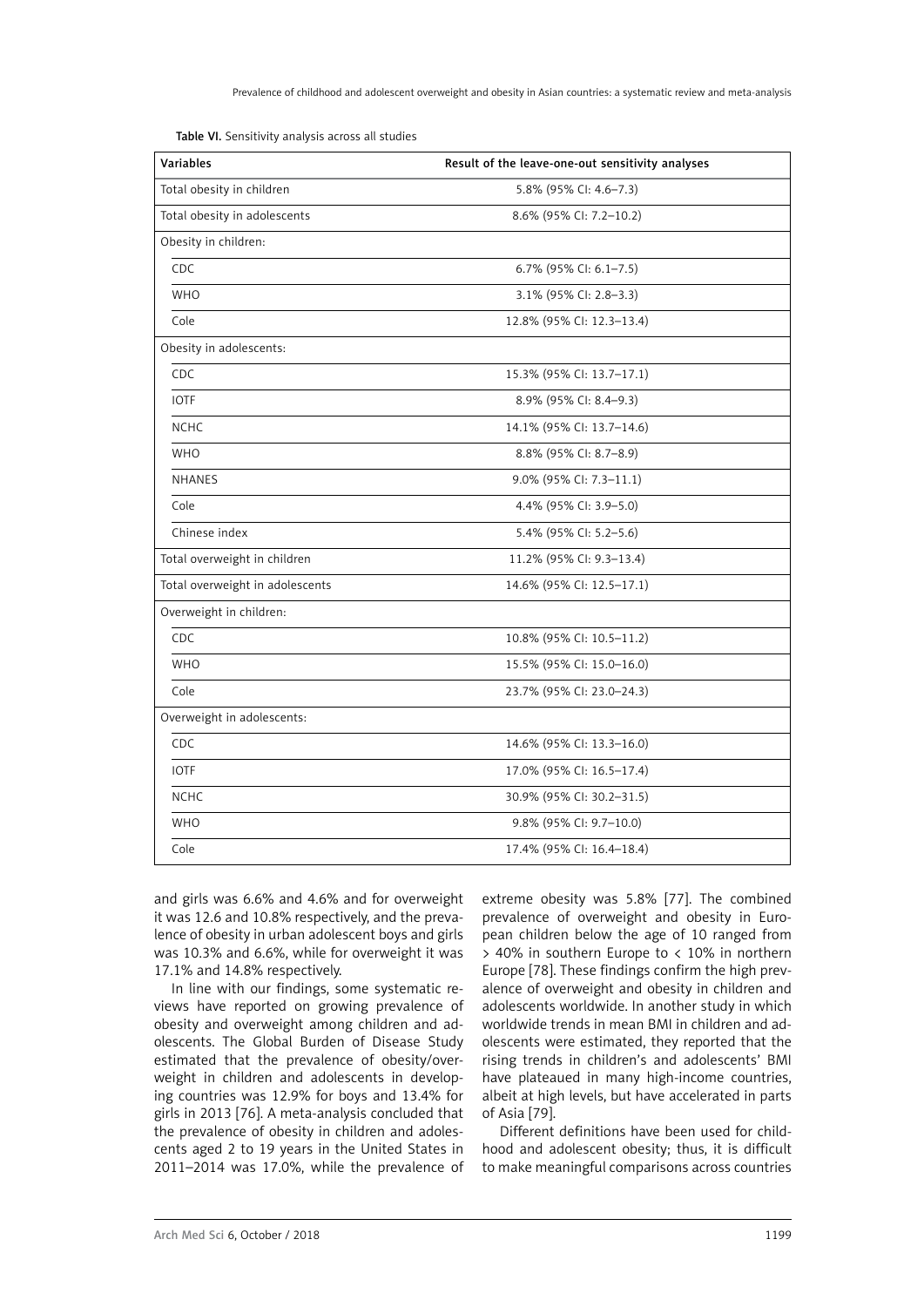Table VI. Sensitivity analysis across all studies

| Variables | Result of the leave-one-out sensitivity analyses |
|---|---|
| Total obesity in children | 5.8% (95% CI: 4.6–7.3) |
| Total obesity in adolescents | 8.6% (95% CI: 7.2–10.2) |
| Obesity in children: | |
| CDC | 6.7% (95% CI: 6.1–7.5) |
| WHO | 3.1% (95% CI: 2.8–3.3) |
| Cole | 12.8% (95% CI: 12.3–13.4) |
| Obesity in adolescents: | |
| CDC | 15.3% (95% CI: 13.7–17.1) |
| IOTF | 8.9% (95% CI: 8.4–9.3) |
| NCHC | 14.1% (95% CI: 13.7–14.6) |
| WHO | 8.8% (95% CI: 8.7–8.9) |
| NHANES | 9.0% (95% CI: 7.3–11.1) |
| Cole | 4.4% (95% CI: 3.9–5.0) |
| Chinese index | 5.4% (95% CI: 5.2–5.6) |
| Total overweight in children | 11.2% (95% CI: 9.3–13.4) |
| Total overweight in adolescents | 14.6% (95% CI: 12.5–17.1) |
| Overweight in children: | |
| CDC | 10.8% (95% CI: 10.5–11.2) |
| WHO | 15.5% (95% CI: 15.0–16.0) |
| Cole | 23.7% (95% CI: 23.0–24.3) |
| Overweight in adolescents: | |
| CDC | 14.6% (95% CI: 13.3–16.0) |
| IOTF | 17.0% (95% CI: 16.5–17.4) |
| NCHC | 30.9% (95% CI: 30.2–31.5) |
| WHO | 9.8% (95% CI: 9.7–10.0) |
| Cole | 17.4% (95% CI: 16.4–18.4) |

and girls was 6.6% and 4.6% and for overweight it was 12.6 and 10.8% respectively, and the prevalence of obesity in urban adolescent boys and girls was 10.3% and 6.6%, while for overweight it was 17.1% and 14.8% respectively.

In line with our findings, some systematic reviews have reported on growing prevalence of obesity and overweight among children and adolescents. The Global Burden of Disease Study estimated that the prevalence of obesity/overweight in children and adolescents in developing countries was 12.9% for boys and 13.4% for girls in 2013 [76]. A meta-analysis concluded that the prevalence of obesity in children and adolescents aged 2 to 19 years in the United States in 2011–2014 was 17.0%, while the prevalence of extreme obesity was 5.8% [77]. The combined prevalence of overweight and obesity in European children below the age of 10 ranged from > 40% in southern Europe to < 10% in northern Europe [78]. These findings confirm the high prevalence of overweight and obesity in children and adolescents worldwide. In another study in which worldwide trends in mean BMI in children and adolescents were estimated, they reported that the rising trends in children's and adolescents' BMI have plateaued in many high-income countries, albeit at high levels, but have accelerated in parts of Asia [79].

Different definitions have been used for childhood and adolescent obesity; thus, it is difficult to make meaningful comparisons across countries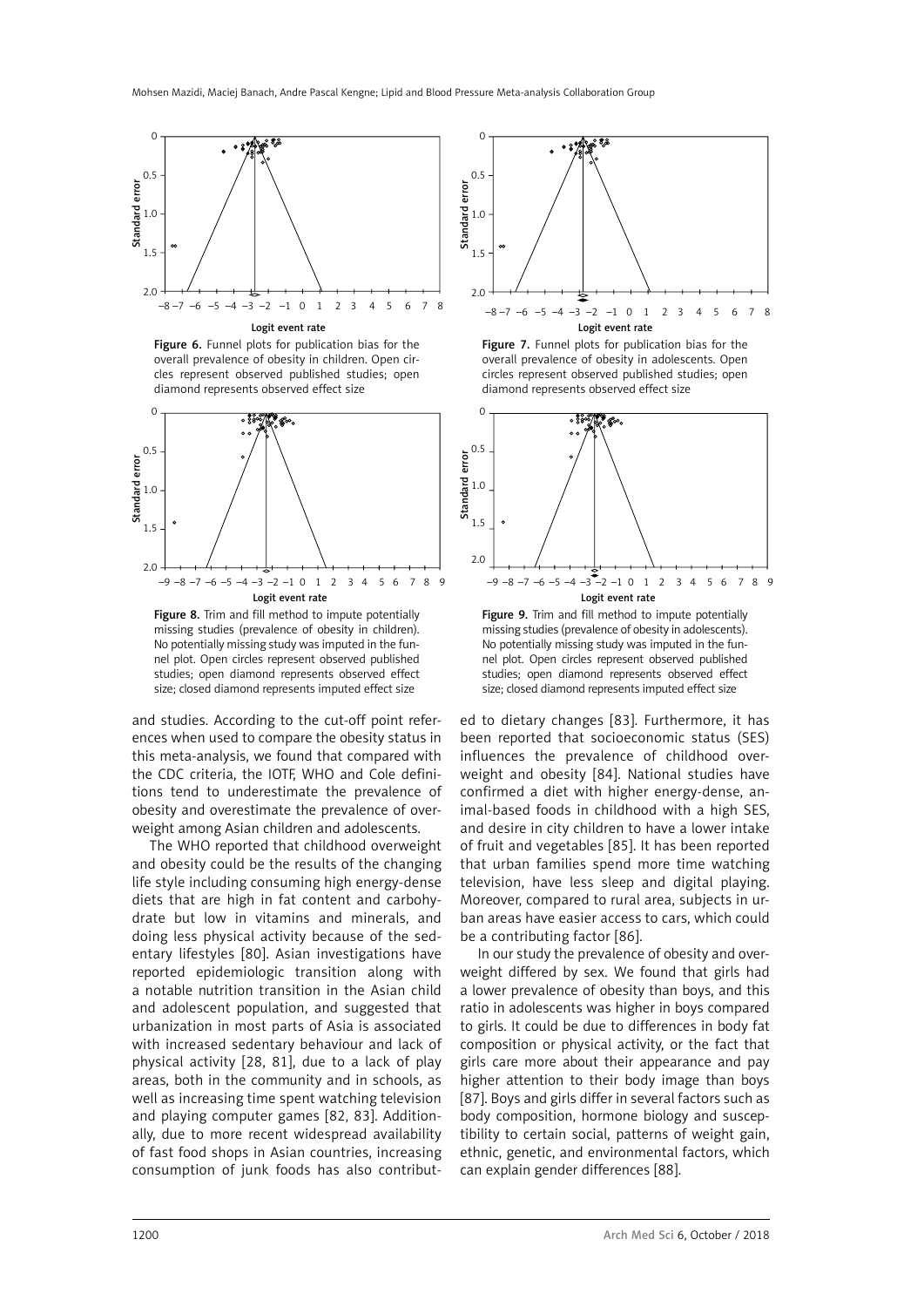Figure 6. Funnel plots for publication bias for the overall prevalence of obesity in children. Open circles represent observed published studies; open diamond represents observed effect size

Figure 7. Funnel plots for publication bias for the overall prevalence of obesity in adolescents. Open circles represent observed published studies; open diamond represents observed effect size

Figure 8. Trim and fill method to impute potentially missing studies (prevalence of obesity in children). No potentially missing study was imputed in the funnel plot. Open circles represent observed published studies; open diamond represents observed effect size; closed diamond represents imputed effect size

Figure 9. Trim and fill method to impute potentially missing studies (prevalence of obesity in adolescents). No potentially missing study was imputed in the funnel plot. Open circles represent observed published studies; open diamond represents observed effect size; closed diamond represents imputed effect size

and studies. According to the cut-off point references when used to compare the obesity status in this meta-analysis, we found that compared with the CDC criteria, the IOTF, WHO and Cole definitions tend to underestimate the prevalence of obesity and overestimate the prevalence of overweight among Asian children and adolescents.

The WHO reported that childhood overweight and obesity could be the results of the changing life style including consuming high energy-dense diets that are high in fat content and carbohydrate but low in vitamins and minerals, and doing less physical activity because of the sedentary lifestyles [80]. Asian investigations have reported epidemiologic transition along with a notable nutrition transition in the Asian child and adolescent population, and suggested that urbanization in most parts of Asia is associated with increased sedentary behaviour and lack of physical activity [28, 81], due to a lack of play areas, both in the community and in schools, as well as increasing time spent watching television and playing computer games [82, 83]. Additionally, due to more recent widespread availability of fast food shops in Asian countries, increasing consumption of junk foods has also contributed to dietary changes [83]. Furthermore, it has been reported that socioeconomic status (SES) influences the prevalence of childhood overweight and obesity [84]. National studies have confirmed a diet with higher energy-dense, animal-based foods in childhood with a high SES, and desire in city children to have a lower intake of fruit and vegetables [85]. It has been reported that urban families spend more time watching television, have less sleep and digital playing. Moreover, compared to rural area, subjects in urban areas have easier access to cars, which could be a contributing factor [86].

In our study the prevalence of obesity and overweight differed by sex. We found that girls had a lower prevalence of obesity than boys, and this ratio in adolescents was higher in boys compared to girls. It could be due to differences in body fat composition or physical activity, or the fact that girls care more about their appearance and pay higher attention to their body image than boys [87]. Boys and girls differ in several factors such as body composition, hormone biology and susceptibility to certain social, patterns of weight gain, ethnic, genetic, and environmental factors, which can explain gender differences [88].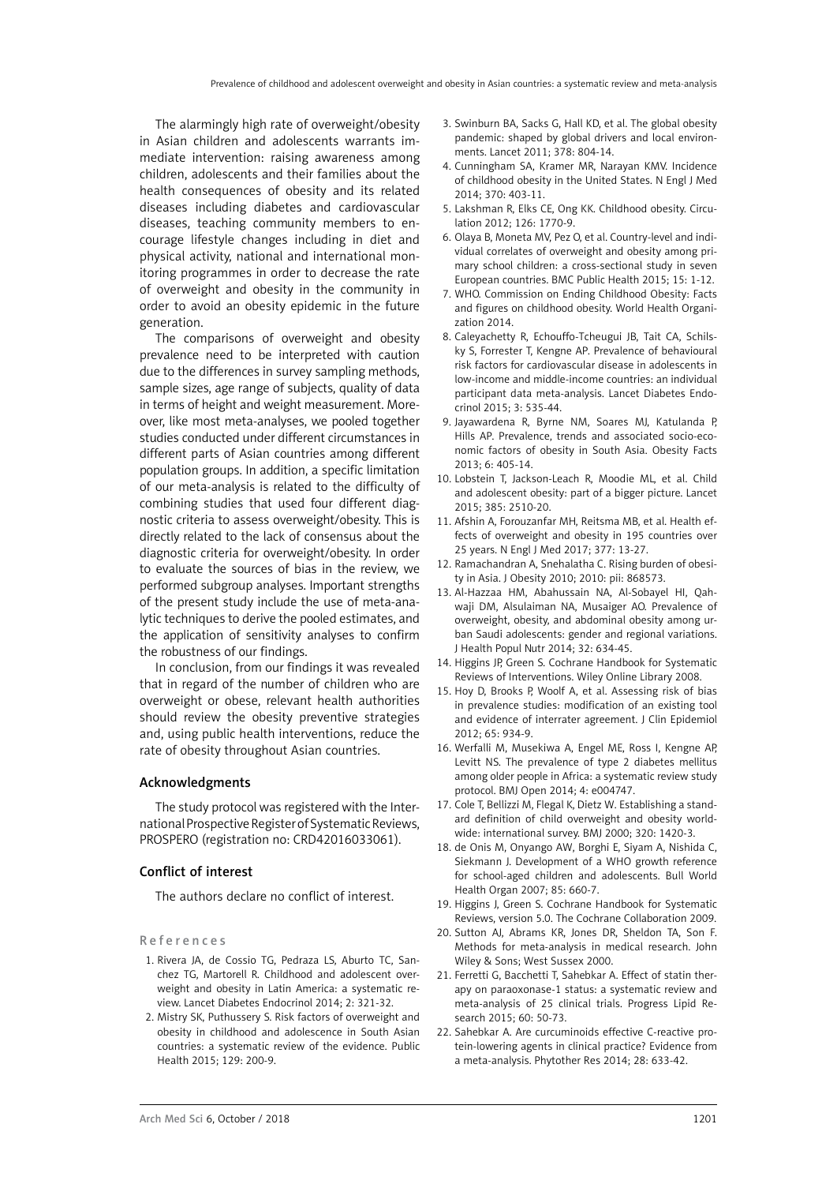The alarmingly high rate of overweight/obesity in Asian children and adolescents warrants immediate intervention: raising awareness among children, adolescents and their families about the health consequences of obesity and its related diseases including diabetes and cardiovascular diseases, teaching community members to encourage lifestyle changes including in diet and physical activity, national and international monitoring programmes in order to decrease the rate of overweight and obesity in the community in order to avoid an obesity epidemic in the future generation.

The comparisons of overweight and obesity prevalence need to be interpreted with caution due to the differences in survey sampling methods, sample sizes, age range of subjects, quality of data in terms of height and weight measurement. Moreover, like most meta-analyses, we pooled together studies conducted under different circumstances in different parts of Asian countries among different population groups. In addition, a specific limitation of our meta-analysis is related to the difficulty of combining studies that used four different diagnostic criteria to assess overweight/obesity. This is directly related to the lack of consensus about the diagnostic criteria for overweight/obesity. In order to evaluate the sources of bias in the review, we performed subgroup analyses. Important strengths of the present study include the use of meta-analytic techniques to derive the pooled estimates, and the application of sensitivity analyses to confirm the robustness of our findings.

In conclusion, from our findings it was revealed that in regard of the number of children who are overweight or obese, relevant health authorities should review the obesity preventive strategies and, using public health interventions, reduce the rate of obesity throughout Asian countries.

## Acknowledgments

The study protocol was registered with the International Prospective Register of Systematic Reviews, PROSPERO (registration no: CRD42016033061).

## Conflict of interest

The authors declare no conflict of interest.

## References

1. Rivera JA, de Cossio TG, Pedraza LS, Aburto TC, Sanchez TG, Martorell R. Childhood and adolescent overweight and obesity in Latin America: a systematic review. Lancet Diabetes Endocrinol 2014; 2: 321-32.
2. Mistry SK, Puthussery S. Risk factors of overweight and obesity in childhood and adolescence in South Asian countries: a systematic review of the evidence. Public Health 2015; 129: 200-9.
3. Swinburn BA, Sacks G, Hall KD, et al. The global obesity pandemic: shaped by global drivers and local environments. Lancet 2011; 378: 804-14.
4. Cunningham SA, Kramer MR, Narayan KMV. Incidence of childhood obesity in the United States. N Engl J Med 2014; 370: 403-11.
5. Lakshman R, Elks CE, Ong KK. Childhood obesity. Circulation 2012; 126: 1770-9.
6. Olaya B, Moneta MV, Pez O, et al. Country-level and individual correlates of overweight and obesity among primary school children: a cross-sectional study in seven European countries. BMC Public Health 2015; 15: 1-12.
7. WHO. Commission on Ending Childhood Obesity: Facts and figures on childhood obesity. World Health Organization 2014.
8. Caleyachetty R, Echouffo-Tcheugui JB, Tait CA, Schilsky S, Forrester T, Kengne AP. Prevalence of behavioural risk factors for cardiovascular disease in adolescents in low-income and middle-income countries: an individual participant data meta-analysis. Lancet Diabetes Endocrinol 2015; 3: 535-44.
9. Jayawardena R, Byrne NM, Soares MJ, Katulanda P, Hills AP. Prevalence, trends and associated socio-economic factors of obesity in South Asia. Obesity Facts 2013; 6: 405-14.
10. Lobstein T, Jackson-Leach R, Moodie ML, et al. Child and adolescent obesity: part of a bigger picture. Lancet 2015; 385: 2510-20.
11. Afshin A, Forouzanfar MH, Reitsma MB, et al. Health effects of overweight and obesity in 195 countries over 25 years. N Engl J Med 2017; 377: 13-27.
12. Ramachandran A, Snehalatha C. Rising burden of obesity in Asia. J Obesity 2010; 2010: pii: 868573.
13. Al-Hazzaa HM, Abahussain NA, Al-Sobayel HI, Qahwaji DM, Alsulaiman NA, Musaiger AO. Prevalence of overweight, obesity, and abdominal obesity among urban Saudi adolescents: gender and regional variations. J Health Popul Nutr 2014; 32: 634-45.
14. Higgins JP, Green S. Cochrane Handbook for Systematic Reviews of Interventions. Wiley Online Library 2008.
15. Hoy D, Brooks P, Woolf A, et al. Assessing risk of bias in prevalence studies: modification of an existing tool and evidence of interrater agreement. J Clin Epidemiol 2012; 65: 934-9.
16. Werfalli M, Musekiwa A, Engel ME, Ross I, Kengne AP, Levitt NS. The prevalence of type 2 diabetes mellitus among older people in Africa: a systematic review study protocol. BMJ Open 2014; 4: e004747.
17. Cole T, Bellizzi M, Flegal K, Dietz W. Establishing a standard definition of child overweight and obesity worldwide: international survey. BMJ 2000; 320: 1420-3.
18. de Onis M, Onyango AW, Borghi E, Siyam A, Nishida C, Siekmann J. Development of a WHO growth reference for school-aged children and adolescents. Bull World Health Organ 2007; 85: 660-7.
19. Higgins J, Green S. Cochrane Handbook for Systematic Reviews, version 5.0. The Cochrane Collaboration 2009.
20. Sutton AJ, Abrams KR, Jones DR, Sheldon TA, Son F. Methods for meta-analysis in medical research. John Wiley & Sons; West Sussex 2000.
21. Ferretti G, Bacchetti T, Sahebkar A. Effect of statin therapy on paraoxonase-1 status: a systematic review and meta-analysis of 25 clinical trials. Progress Lipid Research 2015; 60: 50-73.
22. Sahebkar A. Are curcuminoids effective C-reactive protein-lowering agents in clinical practice? Evidence from a meta-analysis. Phytother Res 2014; 28: 633-42.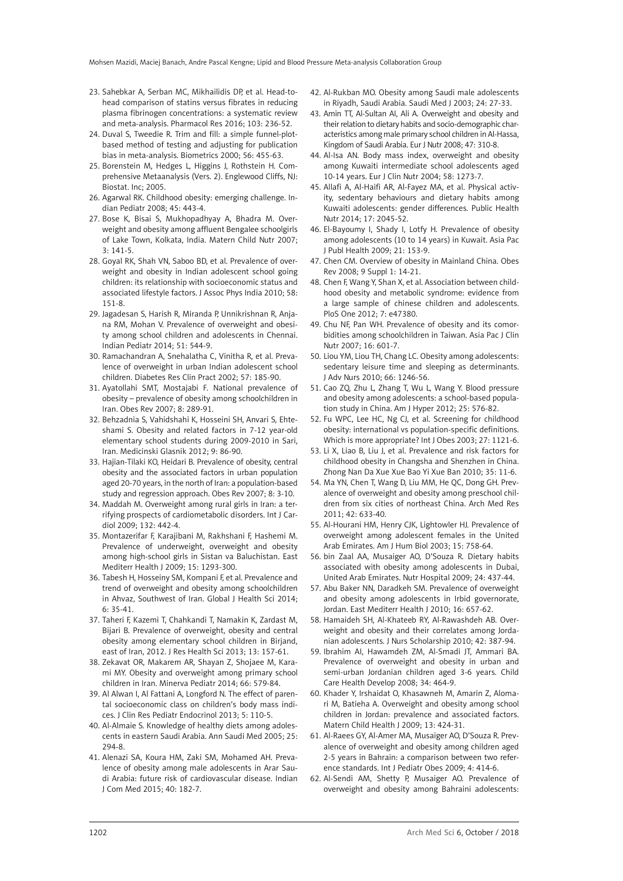23. Sahebkar A, Serban MC, Mikhailidis DP, et al. Head-to-head comparison of statins versus fibrates in reducing plasma fibrinogen concentrations: a systematic review and meta-analysis. Pharmacol Res 2016; 103: 236-52.
24. Duval S, Tweedie R. Trim and fill: a simple funnel-plot-based method of testing and adjusting for publication bias in meta-analysis. Biometrics 2000; 56: 455-63.
25. Borenstein M, Hedges L, Higgins J, Rothstein H. Comprehensive Metaanalysis (Vers. 2). Englewood Cliffs, NJ: Biostat. Inc; 2005.
26. Agarwal RK. Childhood obesity: emerging challenge. Indian Pediatr 2008; 45: 443-4.
27. Bose K, Bisai S, Mukhopadhyay A, Bhadra M. Overweight and obesity among affluent Bengalee schoolgirls of Lake Town, Kolkata, India. Matern Child Nutr 2007; 3: 141-5.
28. Goyal RK, Shah VN, Saboo BD, et al. Prevalence of overweight and obesity in Indian adolescent school going children: its relationship with socioeconomic status and associated lifestyle factors. J Assoc Phys India 2010; 58: 151-8.
29. Jagadesan S, Harish R, Miranda P, Unnikrishnan R, Anjana RM, Mohan V. Prevalence of overweight and obesity among school children and adolescents in Chennai. Indian Pediatr 2014; 51: 544-9.
30. Ramachandran A, Snehalatha C, Vinitha R, et al. Prevalence of overweight in urban Indian adolescent school children. Diabetes Res Clin Pract 2002; 57: 185-90.
31. Ayatollahi SMT, Mostajabi F. National prevalence of obesity – prevalence of obesity among schoolchildren in Iran. Obes Rev 2007; 8: 289-91.
32. Behzadnia S, Vahidshahi K, Hosseini SH, Anvari S, Ehteshami S. Obesity and related factors in 7-12 year-old elementary school students during 2009-2010 in Sari, Iran. Medicinski Glasnik 2012; 9: 86-90.
33. Hajian-Tilaki KO, Heidari B. Prevalence of obesity, central obesity and the associated factors in urban population aged 20-70 years, in the north of Iran: a population-based study and regression approach. Obes Rev 2007; 8: 3-10.
34. Maddah M. Overweight among rural girls in Iran: a terrifying prospects of cardiometabolic disorders. Int J Cardiol 2009; 132: 442-4.
35. Montazerifar F, Karajibani M, Rakhshani F, Hashemi M. Prevalence of underweight, overweight and obesity among high-school girls in Sistan va Baluchistan. East Mediterr Health J 2009; 15: 1293-300.
36. Tabesh H, Hosseiny SM, Kompani F, et al. Prevalence and trend of overweight and obesity among schoolchildren in Ahvaz, Southwest of Iran. Global J Health Sci 2014; 6: 35-41.
37. Taheri F, Kazemi T, Chahkandi T, Namakin K, Zardast M, Bijari B. Prevalence of overweight, obesity and central obesity among elementary school children in Birjand, east of Iran, 2012. J Res Health Sci 2013; 13: 157-61.
38. Zekavat OR, Makarem AR, Shayan Z, Shojaee M, Karami MY. Obesity and overweight among primary school children in Iran. Minerva Pediatr 2014; 66: 579-84.
39. Al Alwan I, Al Fattani A, Longford N. The effect of parental socioeconomic class on children's body mass indices. J Clin Res Pediatr Endocrinol 2013; 5: 110-5.
40. Al-Almaie S. Knowledge of healthy diets among adolescents in eastern Saudi Arabia. Ann Saudi Med 2005; 25: 294-8.
41. Alenazi SA, Koura HM, Zaki SM, Mohamed AH. Prevalence of obesity among male adolescents in Arar Saudi Arabia: future risk of cardiovascular disease. Indian J Com Med 2015; 40: 182-7.
42. Al-Rukban MO. Obesity among Saudi male adolescents in Riyadh, Saudi Arabia. Saudi Med J 2003; 24: 27-33.
43. Amin TT, Al-Sultan AI, Ali A. Overweight and obesity and their relation to dietary habits and socio-demographic characteristics among male primary school children in Al-Hassa, Kingdom of Saudi Arabia. Eur J Nutr 2008; 47: 310-8.
44. Al-Isa AN. Body mass index, overweight and obesity among Kuwaiti intermediate school adolescents aged 10-14 years. Eur J Clin Nutr 2004; 58: 1273-7.
45. Allafi A, Al-Haifi AR, Al-Fayez MA, et al. Physical activity, sedentary behaviours and dietary habits among Kuwaiti adolescents: gender differences. Public Health Nutr 2014; 17: 2045-52.
46. El-Bayoumy I, Shady I, Lotfy H. Prevalence of obesity among adolescents (10 to 14 years) in Kuwait. Asia Pac J Publ Health 2009; 21: 153-9.
47. Chen CM. Overview of obesity in Mainland China. Obes Rev 2008; 9 Suppl 1: 14-21.
48. Chen F, Wang Y, Shan X, et al. Association between childhood obesity and metabolic syndrome: evidence from a large sample of chinese children and adolescents. PloS One 2012; 7: e47380.
49. Chu NF, Pan WH. Prevalence of obesity and its comorbidities among schoolchildren in Taiwan. Asia Pac J Clin Nutr 2007; 16: 601-7.
50. Liou YM, Liou TH, Chang LC. Obesity among adolescents: sedentary leisure time and sleeping as determinants. J Adv Nurs 2010; 66: 1246-56.
51. Cao ZQ, Zhu L, Zhang T, Wu L, Wang Y. Blood pressure and obesity among adolescents: a school-based population study in China. Am J Hyper 2012; 25: 576-82.
52. Fu WPC, Lee HC, Ng CJ, et al. Screening for childhood obesity: international vs population-specific definitions. Which is more appropriate? Int J Obes 2003; 27: 1121-6.
53. Li X, Liao B, Liu J, et al. Prevalence and risk factors for childhood obesity in Changsha and Shenzhen in China. Zhong Nan Da Xue Xue Bao Yi Xue Ban 2010; 35: 11-6.
54. Ma YN, Chen T, Wang D, Liu MM, He QC, Dong GH. Prevalence of overweight and obesity among preschool children from six cities of northeast China. Arch Med Res 2011; 42: 633-40.
55. Al-Hourani HM, Henry CJK, Lightowler HJ. Prevalence of overweight among adolescent females in the United Arab Emirates. Am J Hum Biol 2003; 15: 758-64.
56. bin Zaal AA, Musaiger AO, D'Souza R. Dietary habits associated with obesity among adolescents in Dubai, United Arab Emirates. Nutr Hospital 2009; 24: 437-44.
57. Abu Baker NN, Daradkeh SM. Prevalence of overweight and obesity among adolescents in Irbid governorate, Jordan. East Mediterr Health J 2010; 16: 657-62.
58. Hamaideh SH, Al-Khateeb RY, Al-Rawashdeh AB. Overweight and obesity and their correlates among Jordanian adolescents. J Nurs Scholarship 2010; 42: 387-94.
59. Ibrahim AI, Hawamdeh ZM, Al-Smadi JT, Ammari BA. Prevalence of overweight and obesity in urban and semi-urban Jordanian children aged 3-6 years. Child Care Health Develop 2008; 34: 464-9.
60. Khader Y, Irshaidat O, Khasawneh M, Amarin Z, Alomari M, Batieha A. Overweight and obesity among school children in Jordan: prevalence and associated factors. Matern Child Health J 2009; 13: 424-31.
61. Al-Raees GY, Al-Amer MA, Musaiger AO, D'Souza R. Prevalence of overweight and obesity among children aged 2-5 years in Bahrain: a comparison between two reference standards. Int J Pediatr Obes 2009; 4: 414-6.
62. Al-Sendi AM, Shetty P, Musaiger AO. Prevalence of overweight and obesity among Bahraini adolescents: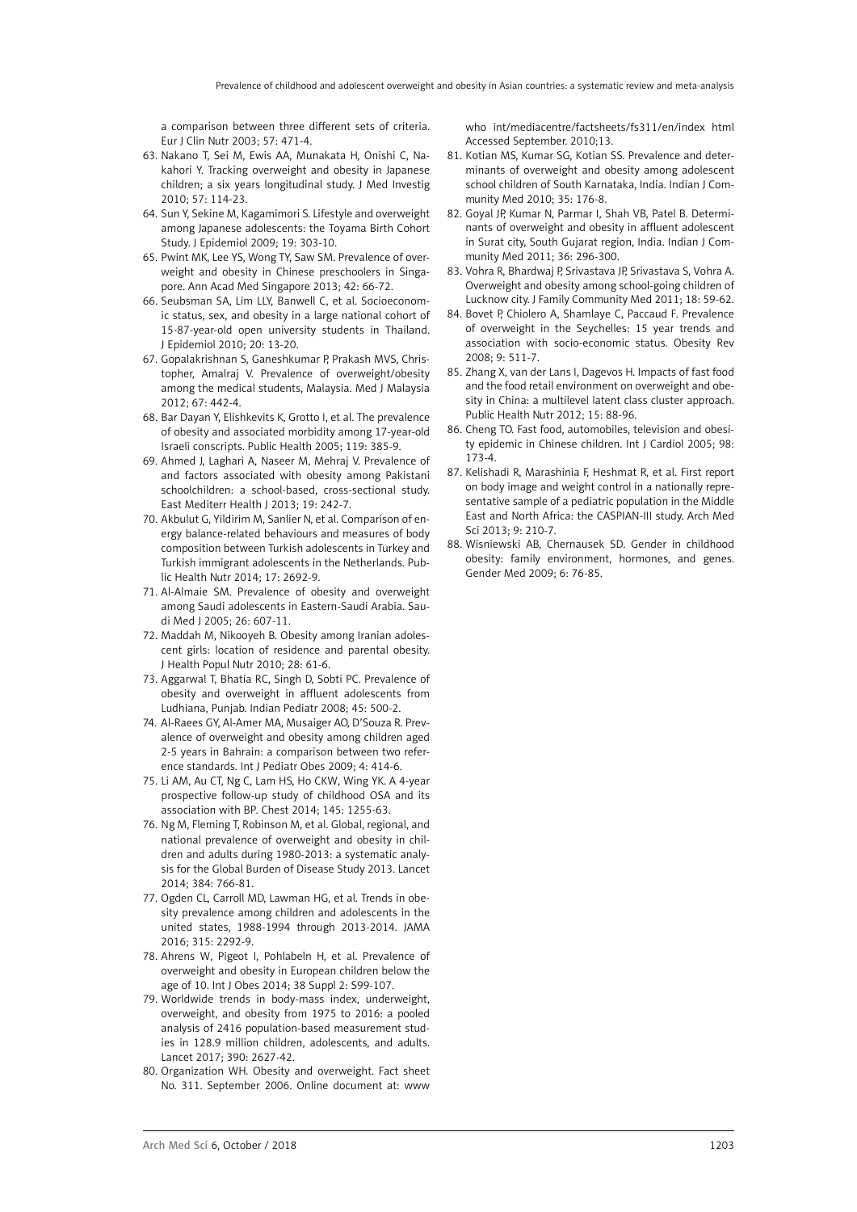a comparison between three different sets of criteria. Eur J Clin Nutr 2003; 57: 471-4.

63. Nakano T, Sei M, Ewis AA, Munakata H, Onishi C, Nakahori Y. Tracking overweight and obesity in Japanese children; a six years longitudinal study. J Med Investig 2010; 57: 114-23.
64. Sun Y, Sekine M, Kagamimori S. Lifestyle and overweight among Japanese adolescents: the Toyama Birth Cohort Study. J Epidemiol 2009; 19: 303-10.
65. Pwint MK, Lee YS, Wong TY, Saw SM. Prevalence of overweight and obesity in Chinese preschoolers in Singapore. Ann Acad Med Singapore 2013; 42: 66-72.
66. Seubsman SA, Lim LLY, Banwell C, et al. Socioeconomic status, sex, and obesity in a large national cohort of 15-87-year-old open university students in Thailand. J Epidemiol 2010; 20: 13-20.
67. Gopalakrishnan S, Ganeshkumar P, Prakash MVS, Christopher, Amalraj V. Prevalence of overweight/obesity among the medical students, Malaysia. Med J Malaysia 2012; 67: 442-4.
68. Bar Dayan Y, Elishkevits K, Grotto I, et al. The prevalence of obesity and associated morbidity among 17-year-old Israeli conscripts. Public Health 2005; 119: 385-9.
69. Ahmed J, Laghari A, Naseer M, Mehraj V. Prevalence of and factors associated with obesity among Pakistani schoolchildren: a school-based, cross-sectional study. East Mediterr Health J 2013; 19: 242-7.
70. Akbulut G, Yildirim M, Sanlier N, et al. Comparison of energy balance-related behaviours and measures of body composition between Turkish adolescents in Turkey and Turkish immigrant adolescents in the Netherlands. Public Health Nutr 2014; 17: 2692-9.
71. Al-Almaie SM. Prevalence of obesity and overweight among Saudi adolescents in Eastern-Saudi Arabia. Saudi Med J 2005; 26: 607-11.
72. Maddah M, Nikooyeh B. Obesity among Iranian adolescent girls: location of residence and parental obesity. J Health Popul Nutr 2010; 28: 61-6.
73. Aggarwal T, Bhatia RC, Singh D, Sobti PC. Prevalence of obesity and overweight in affluent adolescents from Ludhiana, Punjab. Indian Pediatr 2008; 45: 500-2.
74. Al-Raees GY, Al-Amer MA, Musaiger AO, D'Souza R. Prevalence of overweight and obesity among children aged 2-5 years in Bahrain: a comparison between two reference standards. Int J Pediatr Obes 2009; 4: 414-6.
75. Li AM, Au CT, Ng C, Lam HS, Ho CKW, Wing YK. A 4-year prospective follow-up study of childhood OSA and its association with BP. Chest 2014; 145: 1255-63.
76. Ng M, Fleming T, Robinson M, et al. Global, regional, and national prevalence of overweight and obesity in children and adults during 1980-2013: a systematic analysis for the Global Burden of Disease Study 2013. Lancet 2014; 384: 766-81.
77. Ogden CL, Carroll MD, Lawman HG, et al. Trends in obesity prevalence among children and adolescents in the united states, 1988-1994 through 2013-2014. JAMA 2016; 315: 2292-9.
78. Ahrens W, Pigeot I, Pohlabeln H, et al. Prevalence of overweight and obesity in European children below the age of 10. Int J Obes 2014; 38 Suppl 2: S99-107.
79. Worldwide trends in body-mass index, underweight, overweight, and obesity from 1975 to 2016: a pooled analysis of 2416 population-based measurement studies in 128.9 million children, adolescents, and adults. Lancet 2017; 390: 2627-42.
80. Organization WH. Obesity and overweight. Fact sheet No. 311. September 2006. Online document at: www who int/mediacentre/factsheets/fs311/en/index html Accessed September. 2010;13.
81. Kotian MS, Kumar SG, Kotian SS. Prevalence and determinants of overweight and obesity among adolescent school children of South Karnataka, India. Indian J Community Med 2010; 35: 176-8.
82. Goyal JP, Kumar N, Parmar I, Shah VB, Patel B. Determinants of overweight and obesity in affluent adolescent in Surat city, South Gujarat region, India. Indian J Community Med 2011; 36: 296-300.
83. Vohra R, Bhardwaj P, Srivastava JP, Srivastava S, Vohra A. Overweight and obesity among school-going children of Lucknow city. J Family Community Med 2011; 18: 59-62.
84. Bovet P, Chiolero A, Shamlaye C, Paccaud F. Prevalence of overweight in the Seychelles: 15 year trends and association with socio-economic status. Obesity Rev 2008; 9: 511-7.
85. Zhang X, van der Lans I, Dagevos H. Impacts of fast food and the food retail environment on overweight and obesity in China: a multilevel latent class cluster approach. Public Health Nutr 2012; 15: 88-96.
86. Cheng TO. Fast food, automobiles, television and obesity epidemic in Chinese children. Int J Cardiol 2005; 98: 173-4.
87. Kelishadi R, Marashinia F, Heshmat R, et al. First report on body image and weight control in a nationally representative sample of a pediatric population in the Middle East and North Africa: the CASPIAN-III study. Arch Med Sci 2013; 9: 210-7.
88. Wisniewski AB, Chernausek SD. Gender in childhood obesity: family environment, hormones, and genes. Gender Med 2009; 6: 76-85.